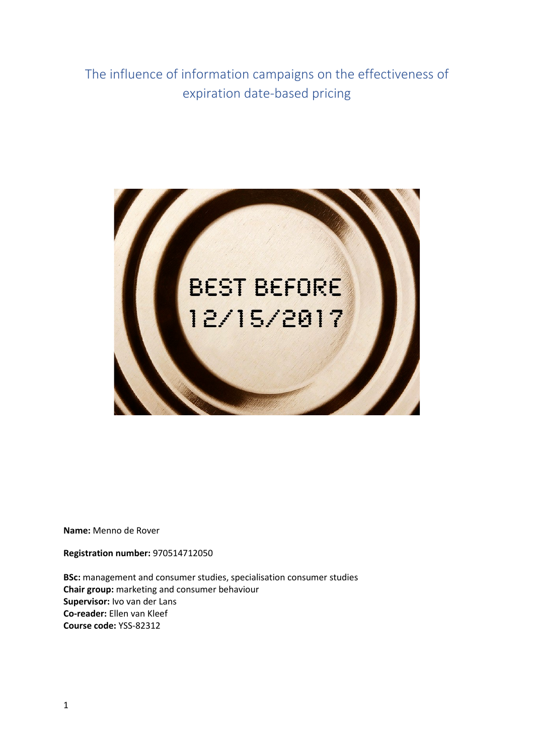# The influence of information campaigns on the effectiveness of expiration date-based pricing

**Name:** Menno de Rover

**Registration number:** 970514712050

**BSc:** management and consumer studies, specialisation consumer studies
**Chair group:** marketing and consumer behaviour
**Supervisor:** Ivo van der Lans
**Co-reader:** Ellen van Kleef
**Course code:** YSS-82312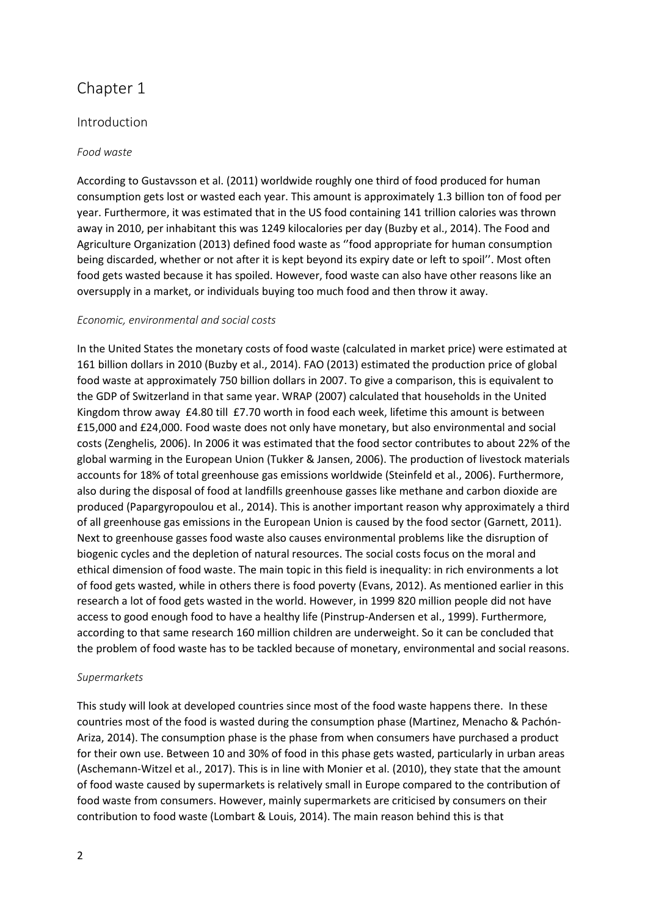# Chapter 1

## Introduction

### *Food waste*

According to Gustavsson et al. (2011) worldwide roughly one third of food produced for human consumption gets lost or wasted each year. This amount is approximately 1.3 billion ton of food per year. Furthermore, it was estimated that in the US food containing 141 trillion calories was thrown away in 2010, per inhabitant this was 1249 kilocalories per day (Buzby et al., 2014). The Food and Agriculture Organization (2013) defined food waste as ''food appropriate for human consumption being discarded, whether or not after it is kept beyond its expiry date or left to spoil''. Most often food gets wasted because it has spoiled. However, food waste can also have other reasons like an oversupply in a market, or individuals buying too much food and then throw it away.

### *Economic, environmental and social costs*

In the United States the monetary costs of food waste (calculated in market price) were estimated at 161 billion dollars in 2010 (Buzby et al., 2014). FAO (2013) estimated the production price of global food waste at approximately 750 billion dollars in 2007. To give a comparison, this is equivalent to the GDP of Switzerland in that same year. WRAP (2007) calculated that households in the United Kingdom throw away £4.80 till £7.70 worth in food each week, lifetime this amount is between £15,000 and £24,000. Food waste does not only have monetary, but also environmental and social costs (Zenghelis, 2006). In 2006 it was estimated that the food sector contributes to about 22% of the global warming in the European Union (Tukker & Jansen, 2006). The production of livestock materials accounts for 18% of total greenhouse gas emissions worldwide (Steinfeld et al., 2006). Furthermore, also during the disposal of food at landfills greenhouse gasses like methane and carbon dioxide are produced (Papargyropoulou et al., 2014). This is another important reason why approximately a third of all greenhouse gas emissions in the European Union is caused by the food sector (Garnett, 2011). Next to greenhouse gasses food waste also causes environmental problems like the disruption of biogenic cycles and the depletion of natural resources. The social costs focus on the moral and ethical dimension of food waste. The main topic in this field is inequality: in rich environments a lot of food gets wasted, while in others there is food poverty (Evans, 2012). As mentioned earlier in this research a lot of food gets wasted in the world. However, in 1999 820 million people did not have access to good enough food to have a healthy life (Pinstrup-Andersen et al., 1999). Furthermore, according to that same research 160 million children are underweight. So it can be concluded that the problem of food waste has to be tackled because of monetary, environmental and social reasons.

### *Supermarkets*

This study will look at developed countries since most of the food waste happens there. In these countries most of the food is wasted during the consumption phase (Martinez, Menacho & Pachón-Ariza, 2014). The consumption phase is the phase from when consumers have purchased a product for their own use. Between 10 and 30% of food in this phase gets wasted, particularly in urban areas (Aschemann-Witzel et al., 2017). This is in line with Monier et al. (2010), they state that the amount of food waste caused by supermarkets is relatively small in Europe compared to the contribution of food waste from consumers. However, mainly supermarkets are criticised by consumers on their contribution to food waste (Lombart & Louis, 2014). The main reason behind this is that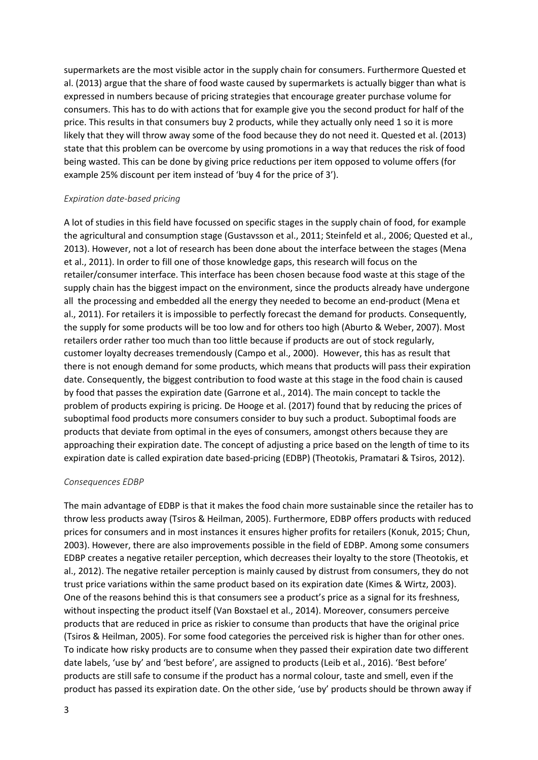supermarkets are the most visible actor in the supply chain for consumers. Furthermore Quested et al. (2013) argue that the share of food waste caused by supermarkets is actually bigger than what is expressed in numbers because of pricing strategies that encourage greater purchase volume for consumers. This has to do with actions that for example give you the second product for half of the price. This results in that consumers buy 2 products, while they actually only need 1 so it is more likely that they will throw away some of the food because they do not need it. Quested et al. (2013) state that this problem can be overcome by using promotions in a way that reduces the risk of food being wasted. This can be done by giving price reductions per item opposed to volume offers (for example 25% discount per item instead of 'buy 4 for the price of 3').

*Expiration date-based pricing*

A lot of studies in this field have focussed on specific stages in the supply chain of food, for example the agricultural and consumption stage (Gustavsson et al., 2011; Steinfeld et al., 2006; Quested et al., 2013). However, not a lot of research has been done about the interface between the stages (Mena et al., 2011). In order to fill one of those knowledge gaps, this research will focus on the retailer/consumer interface. This interface has been chosen because food waste at this stage of the supply chain has the biggest impact on the environment, since the products already have undergone all the processing and embedded all the energy they needed to become an end-product (Mena et al., 2011). For retailers it is impossible to perfectly forecast the demand for products. Consequently, the supply for some products will be too low and for others too high (Aburto & Weber, 2007). Most retailers order rather too much than too little because if products are out of stock regularly, customer loyalty decreases tremendously (Campo et al., 2000). However, this has as result that there is not enough demand for some products, which means that products will pass their expiration date. Consequently, the biggest contribution to food waste at this stage in the food chain is caused by food that passes the expiration date (Garrone et al., 2014). The main concept to tackle the problem of products expiring is pricing. De Hooge et al. (2017) found that by reducing the prices of suboptimal food products more consumers consider to buy such a product. Suboptimal foods are products that deviate from optimal in the eyes of consumers, amongst others because they are approaching their expiration date. The concept of adjusting a price based on the length of time to its expiration date is called expiration date based-pricing (EDBP) (Theotokis, Pramatari & Tsiros, 2012).

*Consequences EDBP*

The main advantage of EDBP is that it makes the food chain more sustainable since the retailer has to throw less products away (Tsiros & Heilman, 2005). Furthermore, EDBP offers products with reduced prices for consumers and in most instances it ensures higher profits for retailers (Konuk, 2015; Chun, 2003). However, there are also improvements possible in the field of EDBP. Among some consumers EDBP creates a negative retailer perception, which decreases their loyalty to the store (Theotokis, et al., 2012). The negative retailer perception is mainly caused by distrust from consumers, they do not trust price variations within the same product based on its expiration date (Kimes & Wirtz, 2003). One of the reasons behind this is that consumers see a product's price as a signal for its freshness, without inspecting the product itself (Van Boxstael et al., 2014). Moreover, consumers perceive products that are reduced in price as riskier to consume than products that have the original price (Tsiros & Heilman, 2005). For some food categories the perceived risk is higher than for other ones. To indicate how risky products are to consume when they passed their expiration date two different date labels, 'use by' and 'best before', are assigned to products (Leib et al., 2016). 'Best before' products are still safe to consume if the product has a normal colour, taste and smell, even if the product has passed its expiration date. On the other side, 'use by' products should be thrown away if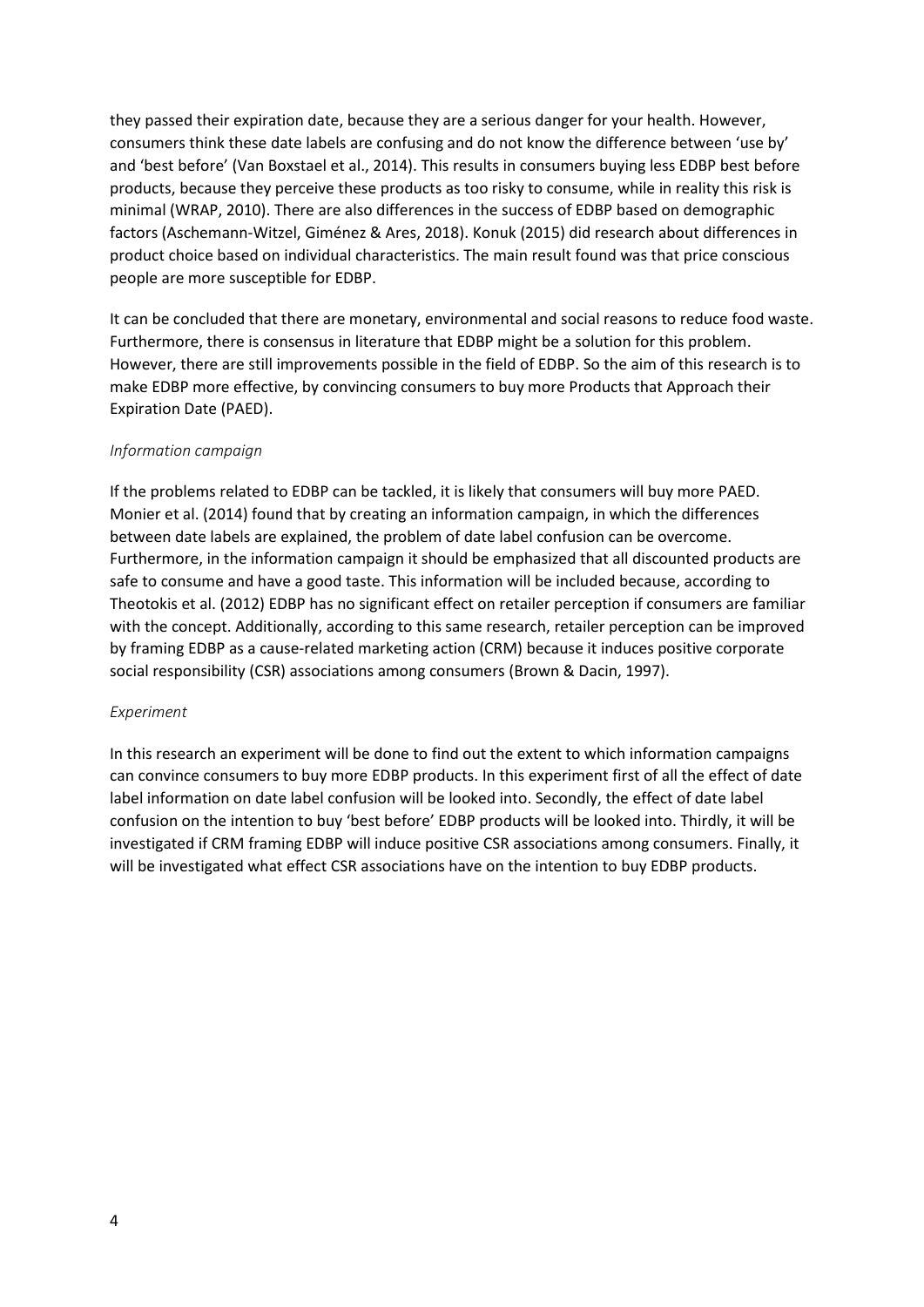they passed their expiration date, because they are a serious danger for your health. However, consumers think these date labels are confusing and do not know the difference between 'use by' and 'best before' (Van Boxstael et al., 2014). This results in consumers buying less EDBP best before products, because they perceive these products as too risky to consume, while in reality this risk is minimal (WRAP, 2010). There are also differences in the success of EDBP based on demographic factors (Aschemann-Witzel, Giménez & Ares, 2018). Konuk (2015) did research about differences in product choice based on individual characteristics. The main result found was that price conscious people are more susceptible for EDBP.

It can be concluded that there are monetary, environmental and social reasons to reduce food waste. Furthermore, there is consensus in literature that EDBP might be a solution for this problem. However, there are still improvements possible in the field of EDBP. So the aim of this research is to make EDBP more effective, by convincing consumers to buy more Products that Approach their Expiration Date (PAED).

*Information campaign*

If the problems related to EDBP can be tackled, it is likely that consumers will buy more PAED. Monier et al. (2014) found that by creating an information campaign, in which the differences between date labels are explained, the problem of date label confusion can be overcome. Furthermore, in the information campaign it should be emphasized that all discounted products are safe to consume and have a good taste. This information will be included because, according to Theotokis et al. (2012) EDBP has no significant effect on retailer perception if consumers are familiar with the concept. Additionally, according to this same research, retailer perception can be improved by framing EDBP as a cause-related marketing action (CRM) because it induces positive corporate social responsibility (CSR) associations among consumers (Brown & Dacin, 1997).

*Experiment*

In this research an experiment will be done to find out the extent to which information campaigns can convince consumers to buy more EDBP products. In this experiment first of all the effect of date label information on date label confusion will be looked into. Secondly, the effect of date label confusion on the intention to buy 'best before' EDBP products will be looked into. Thirdly, it will be investigated if CRM framing EDBP will induce positive CSR associations among consumers. Finally, it will be investigated what effect CSR associations have on the intention to buy EDBP products.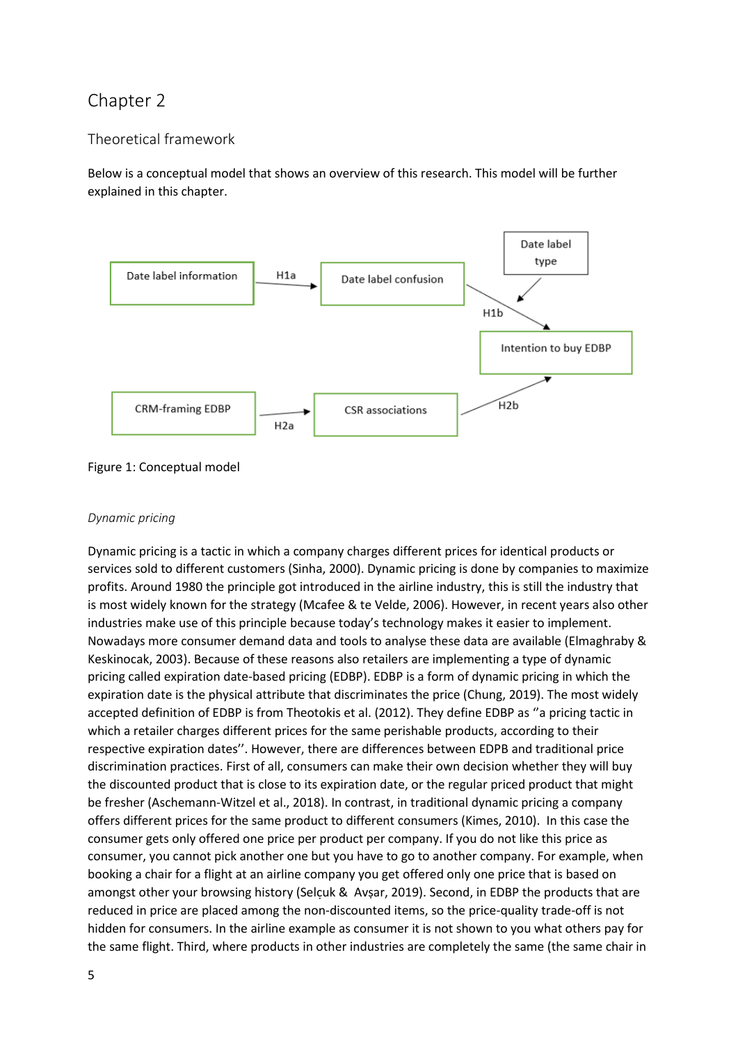# Chapter 2

## Theoretical framework

Below is a conceptual model that shows an overview of this research. This model will be further explained in this chapter.

Date label information → (H1a) → Date label confusion → (H1b) → Intention to buy EDBP ← Date label type

CRM-framing EDBP → (H2a) → CSR associations → (H2b) → Intention to buy EDBP

Figure 1: Conceptual model

### *Dynamic pricing*

Dynamic pricing is a tactic in which a company charges different prices for identical products or services sold to different customers (Sinha, 2000). Dynamic pricing is done by companies to maximize profits. Around 1980 the principle got introduced in the airline industry, this is still the industry that is most widely known for the strategy (Mcafee & te Velde, 2006). However, in recent years also other industries make use of this principle because today's technology makes it easier to implement. Nowadays more consumer demand data and tools to analyse these data are available (Elmaghraby & Keskinocak, 2003). Because of these reasons also retailers are implementing a type of dynamic pricing called expiration date-based pricing (EDBP). EDBP is a form of dynamic pricing in which the expiration date is the physical attribute that discriminates the price (Chung, 2019). The most widely accepted definition of EDBP is from Theotokis et al. (2012). They define EDBP as ''a pricing tactic in which a retailer charges different prices for the same perishable products, according to their respective expiration dates''. However, there are differences between EDPB and traditional price discrimination practices. First of all, consumers can make their own decision whether they will buy the discounted product that is close to its expiration date, or the regular priced product that might be fresher (Aschemann-Witzel et al., 2018). In contrast, in traditional dynamic pricing a company offers different prices for the same product to different consumers (Kimes, 2010). In this case the consumer gets only offered one price per product per company. If you do not like this price as consumer, you cannot pick another one but you have to go to another company. For example, when booking a chair for a flight at an airline company you get offered only one price that is based on amongst other your browsing history (Selçuk & Avşar, 2019). Second, in EDBP the products that are reduced in price are placed among the non-discounted items, so the price-quality trade-off is not hidden for consumers. In the airline example as consumer it is not shown to you what others pay for the same flight. Third, where products in other industries are completely the same (the same chair in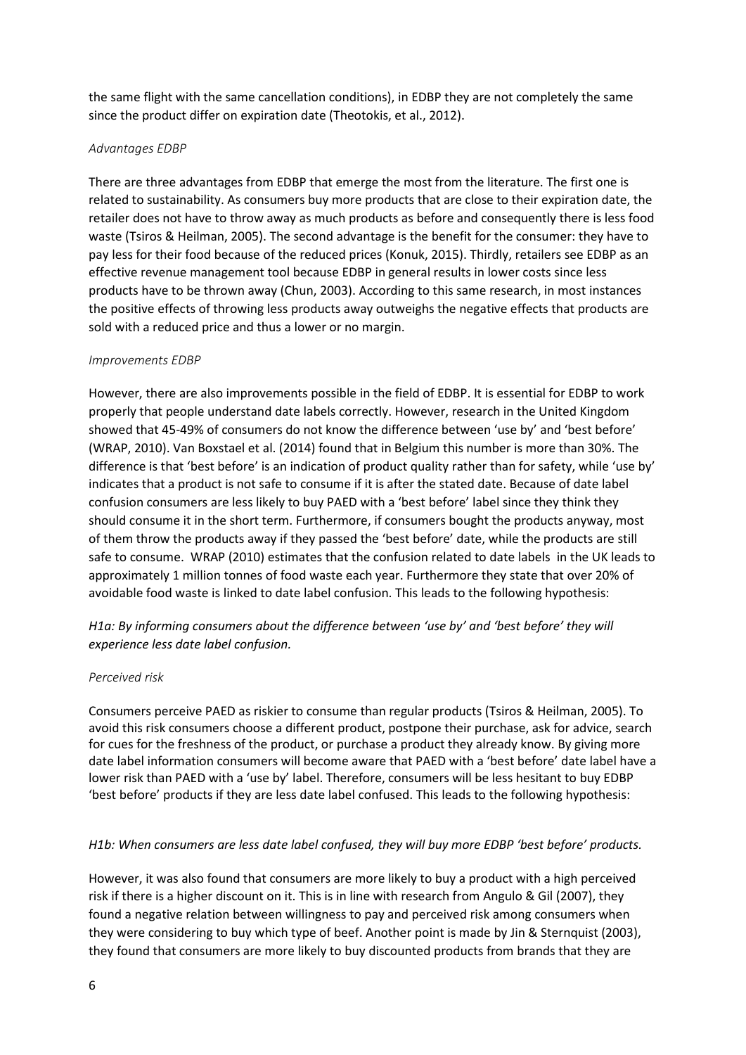the same flight with the same cancellation conditions), in EDBP they are not completely the same since the product differ on expiration date (Theotokis, et al., 2012).

*Advantages EDBP*

There are three advantages from EDBP that emerge the most from the literature. The first one is related to sustainability. As consumers buy more products that are close to their expiration date, the retailer does not have to throw away as much products as before and consequently there is less food waste (Tsiros & Heilman, 2005). The second advantage is the benefit for the consumer: they have to pay less for their food because of the reduced prices (Konuk, 2015). Thirdly, retailers see EDBP as an effective revenue management tool because EDBP in general results in lower costs since less products have to be thrown away (Chun, 2003). According to this same research, in most instances the positive effects of throwing less products away outweighs the negative effects that products are sold with a reduced price and thus a lower or no margin.

*Improvements EDBP*

However, there are also improvements possible in the field of EDBP. It is essential for EDBP to work properly that people understand date labels correctly. However, research in the United Kingdom showed that 45-49% of consumers do not know the difference between 'use by' and 'best before' (WRAP, 2010). Van Boxstael et al. (2014) found that in Belgium this number is more than 30%. The difference is that 'best before' is an indication of product quality rather than for safety, while 'use by' indicates that a product is not safe to consume if it is after the stated date. Because of date label confusion consumers are less likely to buy PAED with a 'best before' label since they think they should consume it in the short term. Furthermore, if consumers bought the products anyway, most of them throw the products away if they passed the 'best before' date, while the products are still safe to consume. WRAP (2010) estimates that the confusion related to date labels in the UK leads to approximately 1 million tonnes of food waste each year. Furthermore they state that over 20% of avoidable food waste is linked to date label confusion. This leads to the following hypothesis:

*H1a: By informing consumers about the difference between 'use by' and 'best before' they will experience less date label confusion.*

*Perceived risk*

Consumers perceive PAED as riskier to consume than regular products (Tsiros & Heilman, 2005). To avoid this risk consumers choose a different product, postpone their purchase, ask for advice, search for cues for the freshness of the product, or purchase a product they already know. By giving more date label information consumers will become aware that PAED with a 'best before' date label have a lower risk than PAED with a 'use by' label. Therefore, consumers will be less hesitant to buy EDBP 'best before' products if they are less date label confused. This leads to the following hypothesis:

*H1b: When consumers are less date label confused, they will buy more EDBP 'best before' products.*

However, it was also found that consumers are more likely to buy a product with a high perceived risk if there is a higher discount on it. This is in line with research from Angulo & Gil (2007), they found a negative relation between willingness to pay and perceived risk among consumers when they were considering to buy which type of beef. Another point is made by Jin & Sternquist (2003), they found that consumers are more likely to buy discounted products from brands that they are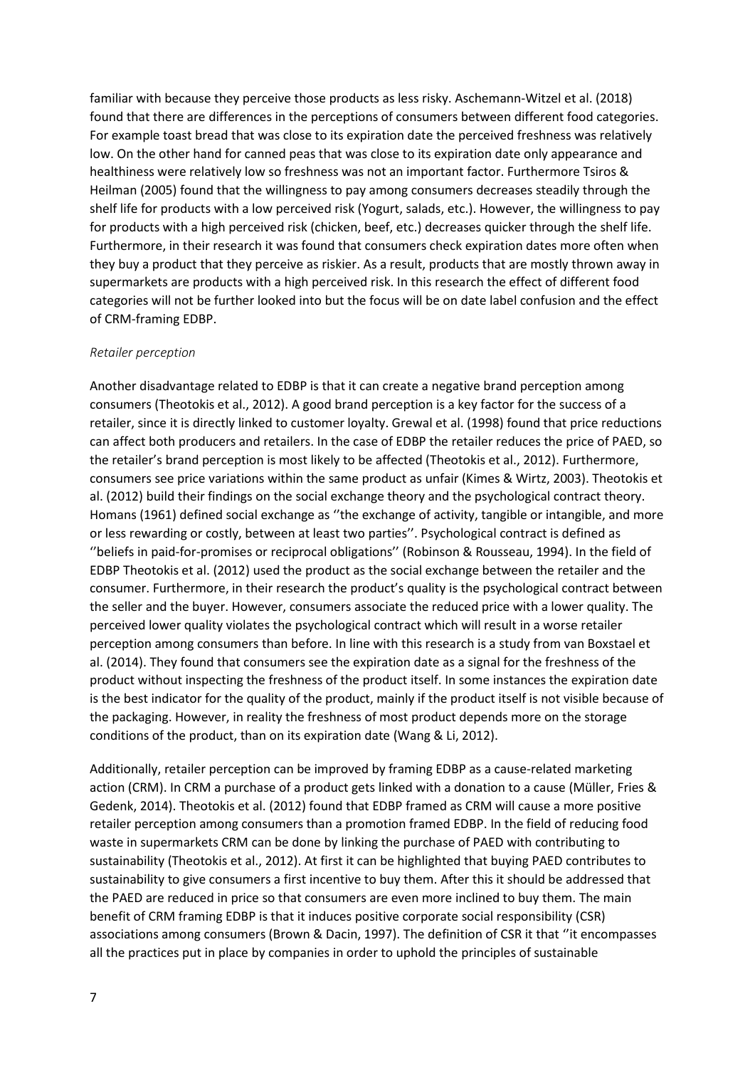familiar with because they perceive those products as less risky. Aschemann-Witzel et al. (2018) found that there are differences in the perceptions of consumers between different food categories. For example toast bread that was close to its expiration date the perceived freshness was relatively low. On the other hand for canned peas that was close to its expiration date only appearance and healthiness were relatively low so freshness was not an important factor. Furthermore Tsiros & Heilman (2005) found that the willingness to pay among consumers decreases steadily through the shelf life for products with a low perceived risk (Yogurt, salads, etc.). However, the willingness to pay for products with a high perceived risk (chicken, beef, etc.) decreases quicker through the shelf life. Furthermore, in their research it was found that consumers check expiration dates more often when they buy a product that they perceive as riskier. As a result, products that are mostly thrown away in supermarkets are products with a high perceived risk. In this research the effect of different food categories will not be further looked into but the focus will be on date label confusion and the effect of CRM-framing EDBP.

*Retailer perception*

Another disadvantage related to EDBP is that it can create a negative brand perception among consumers (Theotokis et al., 2012). A good brand perception is a key factor for the success of a retailer, since it is directly linked to customer loyalty. Grewal et al. (1998) found that price reductions can affect both producers and retailers. In the case of EDBP the retailer reduces the price of PAED, so the retailer's brand perception is most likely to be affected (Theotokis et al., 2012). Furthermore, consumers see price variations within the same product as unfair (Kimes & Wirtz, 2003). Theotokis et al. (2012) build their findings on the social exchange theory and the psychological contract theory. Homans (1961) defined social exchange as ''the exchange of activity, tangible or intangible, and more or less rewarding or costly, between at least two parties''. Psychological contract is defined as ''beliefs in paid-for-promises or reciprocal obligations'' (Robinson & Rousseau, 1994). In the field of EDBP Theotokis et al. (2012) used the product as the social exchange between the retailer and the consumer. Furthermore, in their research the product's quality is the psychological contract between the seller and the buyer. However, consumers associate the reduced price with a lower quality. The perceived lower quality violates the psychological contract which will result in a worse retailer perception among consumers than before. In line with this research is a study from van Boxstael et al. (2014). They found that consumers see the expiration date as a signal for the freshness of the product without inspecting the freshness of the product itself. In some instances the expiration date is the best indicator for the quality of the product, mainly if the product itself is not visible because of the packaging. However, in reality the freshness of most product depends more on the storage conditions of the product, than on its expiration date (Wang & Li, 2012).

Additionally, retailer perception can be improved by framing EDBP as a cause-related marketing action (CRM). In CRM a purchase of a product gets linked with a donation to a cause (Müller, Fries & Gedenk, 2014). Theotokis et al. (2012) found that EDBP framed as CRM will cause a more positive retailer perception among consumers than a promotion framed EDBP. In the field of reducing food waste in supermarkets CRM can be done by linking the purchase of PAED with contributing to sustainability (Theotokis et al., 2012). At first it can be highlighted that buying PAED contributes to sustainability to give consumers a first incentive to buy them. After this it should be addressed that the PAED are reduced in price so that consumers are even more inclined to buy them. The main benefit of CRM framing EDBP is that it induces positive corporate social responsibility (CSR) associations among consumers (Brown & Dacin, 1997). The definition of CSR it that ''it encompasses all the practices put in place by companies in order to uphold the principles of sustainable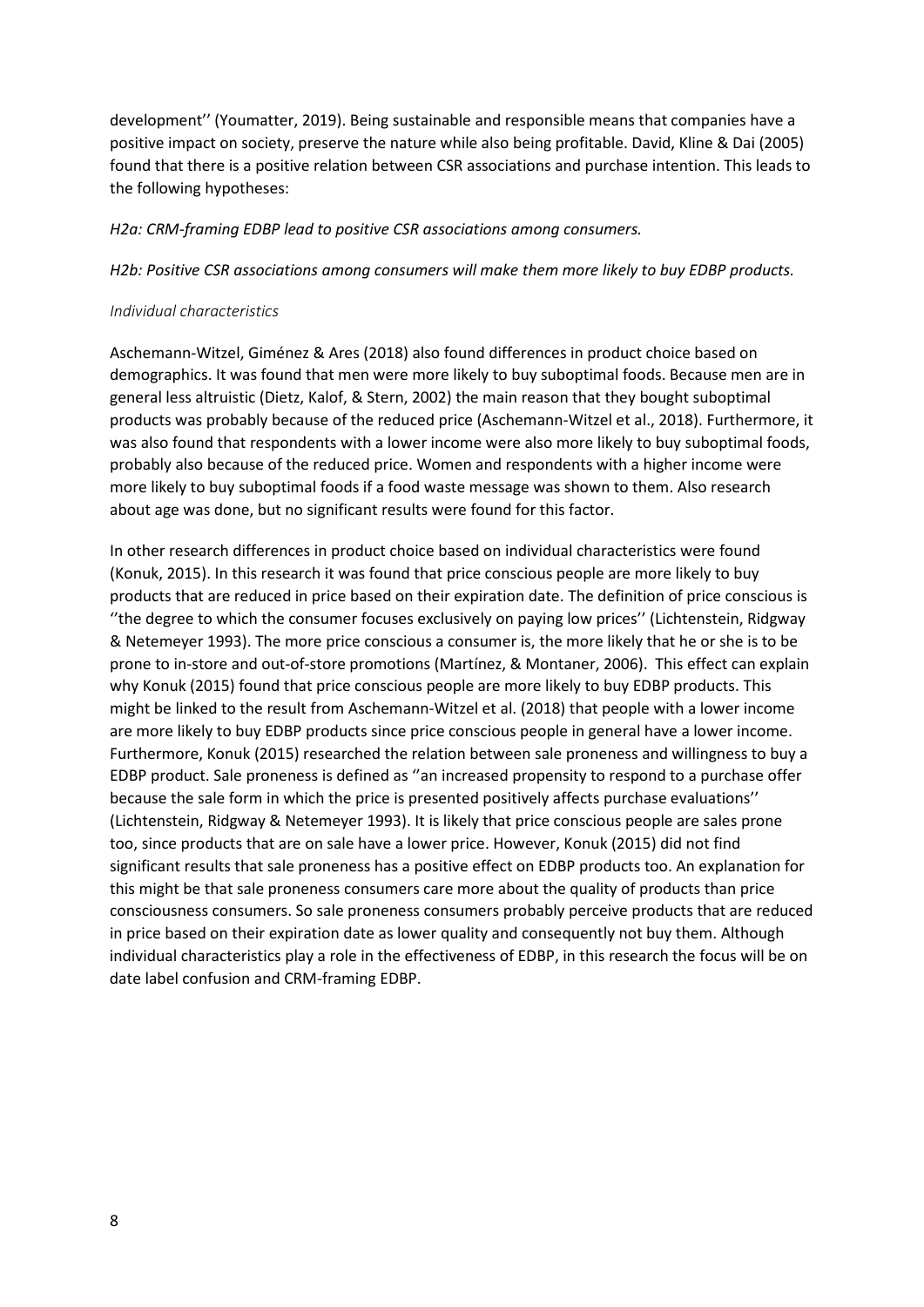development'' (Youmatter, 2019). Being sustainable and responsible means that companies have a positive impact on society, preserve the nature while also being profitable. David, Kline & Dai (2005) found that there is a positive relation between CSR associations and purchase intention. This leads to the following hypotheses:

*H2a: CRM-framing EDBP lead to positive CSR associations among consumers.*

*H2b: Positive CSR associations among consumers will make them more likely to buy EDBP products.*

*Individual characteristics*

Aschemann-Witzel, Giménez & Ares (2018) also found differences in product choice based on demographics. It was found that men were more likely to buy suboptimal foods. Because men are in general less altruistic (Dietz, Kalof, & Stern, 2002) the main reason that they bought suboptimal products was probably because of the reduced price (Aschemann-Witzel et al., 2018). Furthermore, it was also found that respondents with a lower income were also more likely to buy suboptimal foods, probably also because of the reduced price. Women and respondents with a higher income were more likely to buy suboptimal foods if a food waste message was shown to them. Also research about age was done, but no significant results were found for this factor.

In other research differences in product choice based on individual characteristics were found (Konuk, 2015). In this research it was found that price conscious people are more likely to buy products that are reduced in price based on their expiration date. The definition of price conscious is ''the degree to which the consumer focuses exclusively on paying low prices'' (Lichtenstein, Ridgway & Netemeyer 1993). The more price conscious a consumer is, the more likely that he or she is to be prone to in-store and out-of-store promotions (Martínez, & Montaner, 2006). This effect can explain why Konuk (2015) found that price conscious people are more likely to buy EDBP products. This might be linked to the result from Aschemann-Witzel et al. (2018) that people with a lower income are more likely to buy EDBP products since price conscious people in general have a lower income. Furthermore, Konuk (2015) researched the relation between sale proneness and willingness to buy a EDBP product. Sale proneness is defined as ''an increased propensity to respond to a purchase offer because the sale form in which the price is presented positively affects purchase evaluations'' (Lichtenstein, Ridgway & Netemeyer 1993). It is likely that price conscious people are sales prone too, since products that are on sale have a lower price. However, Konuk (2015) did not find significant results that sale proneness has a positive effect on EDBP products too. An explanation for this might be that sale proneness consumers care more about the quality of products than price consciousness consumers. So sale proneness consumers probably perceive products that are reduced in price based on their expiration date as lower quality and consequently not buy them. Although individual characteristics play a role in the effectiveness of EDBP, in this research the focus will be on date label confusion and CRM-framing EDBP.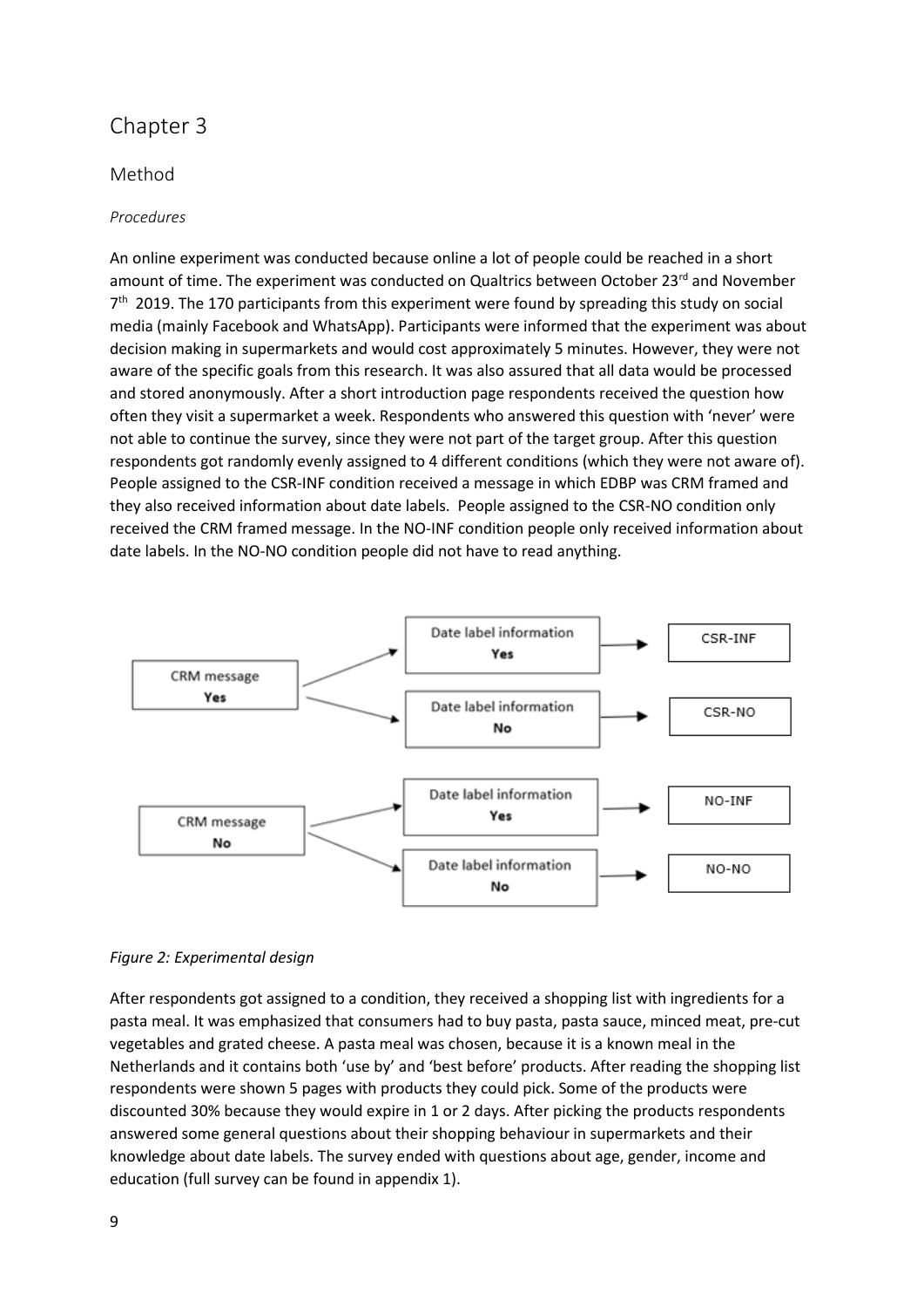# Chapter 3

## Method

### *Procedures*

An online experiment was conducted because online a lot of people could be reached in a short amount of time. The experiment was conducted on Qualtrics between October 23rd and November 7th 2019. The 170 participants from this experiment were found by spreading this study on social media (mainly Facebook and WhatsApp). Participants were informed that the experiment was about decision making in supermarkets and would cost approximately 5 minutes. However, they were not aware of the specific goals from this research. It was also assured that all data would be processed and stored anonymously. After a short introduction page respondents received the question how often they visit a supermarket a week. Respondents who answered this question with 'never' were not able to continue the survey, since they were not part of the target group. After this question respondents got randomly evenly assigned to 4 different conditions (which they were not aware of). People assigned to the CSR-INF condition received a message in which EDBP was CRM framed and they also received information about date labels. People assigned to the CSR-NO condition only received the CRM framed message. In the NO-INF condition people only received information about date labels. In the NO-NO condition people did not have to read anything.

| CRM message | Date label information | Condition |
|---|---|---|
| Yes | Yes | CSR-INF |
| Yes | No | CSR-NO |
| No | Yes | NO-INF |
| No | No | NO-NO |

*Figure 2: Experimental design*

After respondents got assigned to a condition, they received a shopping list with ingredients for a pasta meal. It was emphasized that consumers had to buy pasta, pasta sauce, minced meat, pre-cut vegetables and grated cheese. A pasta meal was chosen, because it is a known meal in the Netherlands and it contains both 'use by' and 'best before' products. After reading the shopping list respondents were shown 5 pages with products they could pick. Some of the products were discounted 30% because they would expire in 1 or 2 days. After picking the products respondents answered some general questions about their shopping behaviour in supermarkets and their knowledge about date labels. The survey ended with questions about age, gender, income and education (full survey can be found in appendix 1).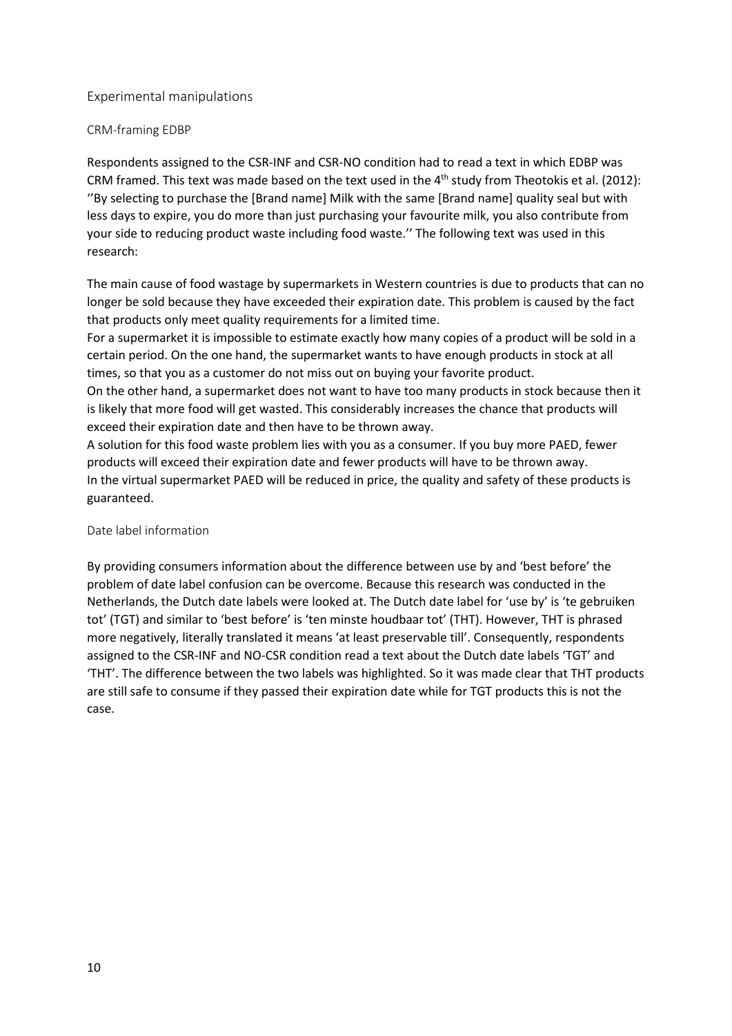## Experimental manipulations

### CRM-framing EDBP

Respondents assigned to the CSR-INF and CSR-NO condition had to read a text in which EDBP was CRM framed. This text was made based on the text used in the 4th study from Theotokis et al. (2012): ''By selecting to purchase the [Brand name] Milk with the same [Brand name] quality seal but with less days to expire, you do more than just purchasing your favourite milk, you also contribute from your side to reducing product waste including food waste.'' The following text was used in this research:

The main cause of food wastage by supermarkets in Western countries is due to products that can no longer be sold because they have exceeded their expiration date. This problem is caused by the fact that products only meet quality requirements for a limited time.
For a supermarket it is impossible to estimate exactly how many copies of a product will be sold in a certain period. On the one hand, the supermarket wants to have enough products in stock at all times, so that you as a customer do not miss out on buying your favorite product.
On the other hand, a supermarket does not want to have too many products in stock because then it is likely that more food will get wasted. This considerably increases the chance that products will exceed their expiration date and then have to be thrown away.
A solution for this food waste problem lies with you as a consumer. If you buy more PAED, fewer products will exceed their expiration date and fewer products will have to be thrown away.
In the virtual supermarket PAED will be reduced in price, the quality and safety of these products is guaranteed.

### Date label information

By providing consumers information about the difference between use by and 'best before' the problem of date label confusion can be overcome. Because this research was conducted in the Netherlands, the Dutch date labels were looked at. The Dutch date label for 'use by' is 'te gebruiken tot' (TGT) and similar to 'best before' is 'ten minste houdbaar tot' (THT). However, THT is phrased more negatively, literally translated it means 'at least preservable till'. Consequently, respondents assigned to the CSR-INF and NO-CSR condition read a text about the Dutch date labels 'TGT' and 'THT'. The difference between the two labels was highlighted. So it was made clear that THT products are still safe to consume if they passed their expiration date while for TGT products this is not the case.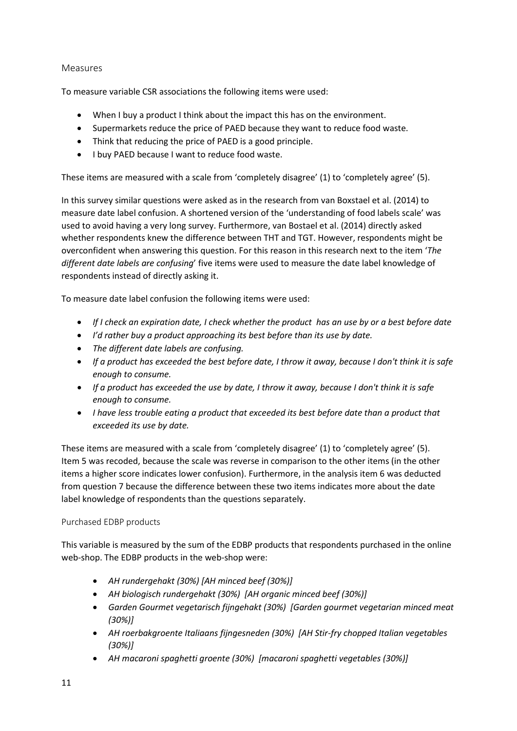## Measures

To measure variable CSR associations the following items were used:

- When I buy a product I think about the impact this has on the environment.
- Supermarkets reduce the price of PAED because they want to reduce food waste.
- Think that reducing the price of PAED is a good principle.
- I buy PAED because I want to reduce food waste.

These items are measured with a scale from 'completely disagree' (1) to 'completely agree' (5).

In this survey similar questions were asked as in the research from van Boxstael et al. (2014) to measure date label confusion. A shortened version of the 'understanding of food labels scale' was used to avoid having a very long survey. Furthermore, van Bostael et al. (2014) directly asked whether respondents knew the difference between THT and TGT. However, respondents might be overconfident when answering this question. For this reason in this research next to the item '*The different date labels are confusing*' five items were used to measure the date label knowledge of respondents instead of directly asking it.

To measure date label confusion the following items were used:

- *If I check an expiration date, I check whether the product has an use by or a best before date*
- *I'd rather buy a product approaching its best before than its use by date.*
- *The different date labels are confusing.*
- *If a product has exceeded the best before date, I throw it away, because I don't think it is safe enough to consume.*
- *If a product has exceeded the use by date, I throw it away, because I don't think it is safe enough to consume.*
- *I have less trouble eating a product that exceeded its best before date than a product that exceeded its use by date.*

These items are measured with a scale from 'completely disagree' (1) to 'completely agree' (5). Item 5 was recoded, because the scale was reverse in comparison to the other items (in the other items a higher score indicates lower confusion). Furthermore, in the analysis item 6 was deducted from question 7 because the difference between these two items indicates more about the date label knowledge of respondents than the questions separately.

### Purchased EDBP products

This variable is measured by the sum of the EDBP products that respondents purchased in the online web-shop. The EDBP products in the web-shop were:

- *AH rundergehakt (30%) [AH minced beef (30%)]*
- *AH biologisch rundergehakt (30%) [AH organic minced beef (30%)]*
- *Garden Gourmet vegetarisch fijngehakt (30%) [Garden gourmet vegetarian minced meat (30%)]*
- *AH roerbakgroente Italiaans fijngesneden (30%) [AH Stir-fry chopped Italian vegetables (30%)]*
- *AH macaroni spaghetti groente (30%) [macaroni spaghetti vegetables (30%)]*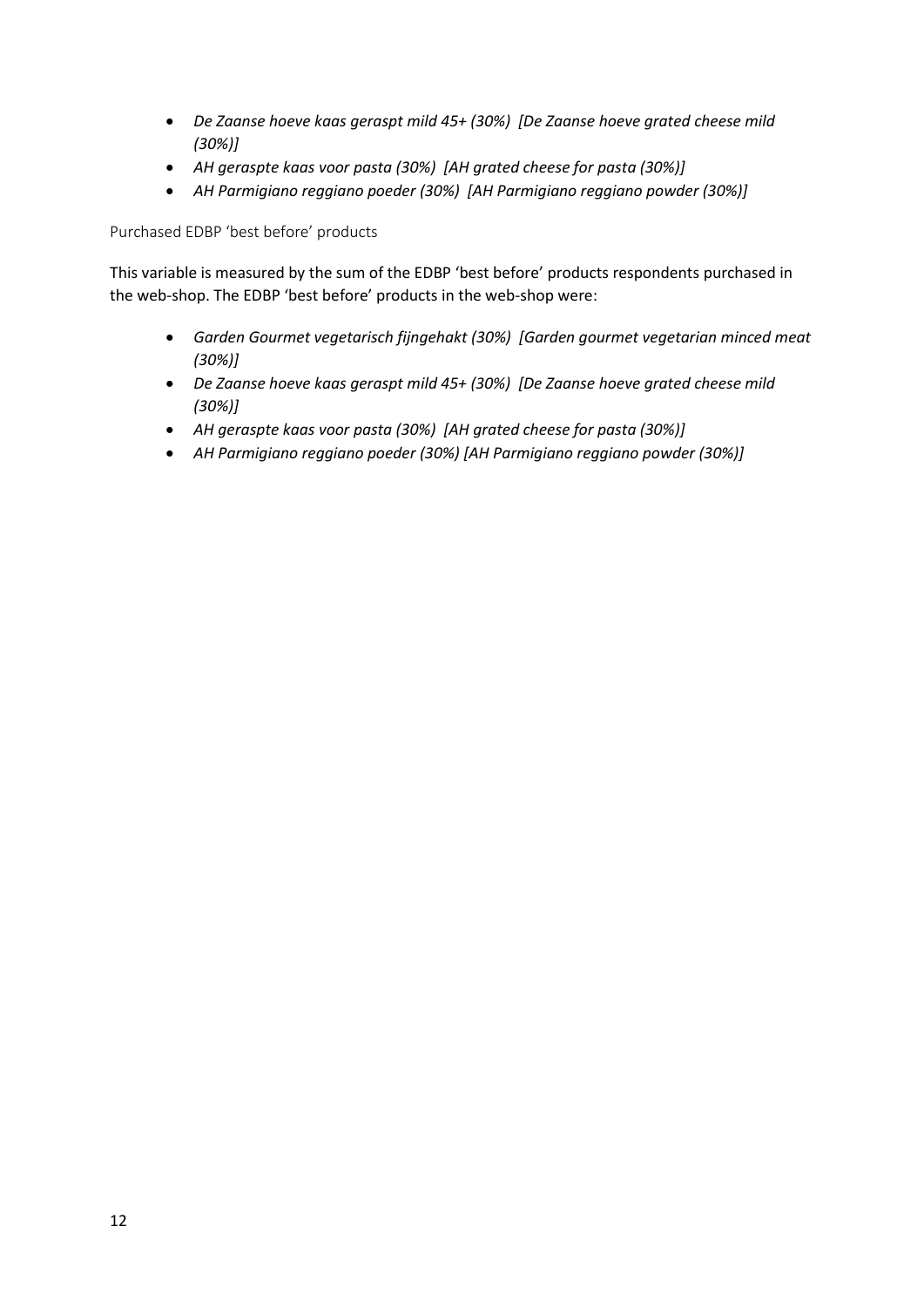- *De Zaanse hoeve kaas geraspt mild 45+ (30%) [De Zaanse hoeve grated cheese mild (30%)]*
- *AH geraspte kaas voor pasta (30%) [AH grated cheese for pasta (30%)]*
- *AH Parmigiano reggiano poeder (30%) [AH Parmigiano reggiano powder (30%)]*

### Purchased EDBP 'best before' products

This variable is measured by the sum of the EDBP 'best before' products respondents purchased in the web-shop. The EDBP 'best before' products in the web-shop were:

- *Garden Gourmet vegetarisch fijngehakt (30%) [Garden gourmet vegetarian minced meat (30%)]*
- *De Zaanse hoeve kaas geraspt mild 45+ (30%) [De Zaanse hoeve grated cheese mild (30%)]*
- *AH geraspte kaas voor pasta (30%) [AH grated cheese for pasta (30%)]*
- *AH Parmigiano reggiano poeder (30%) [AH Parmigiano reggiano powder (30%)]*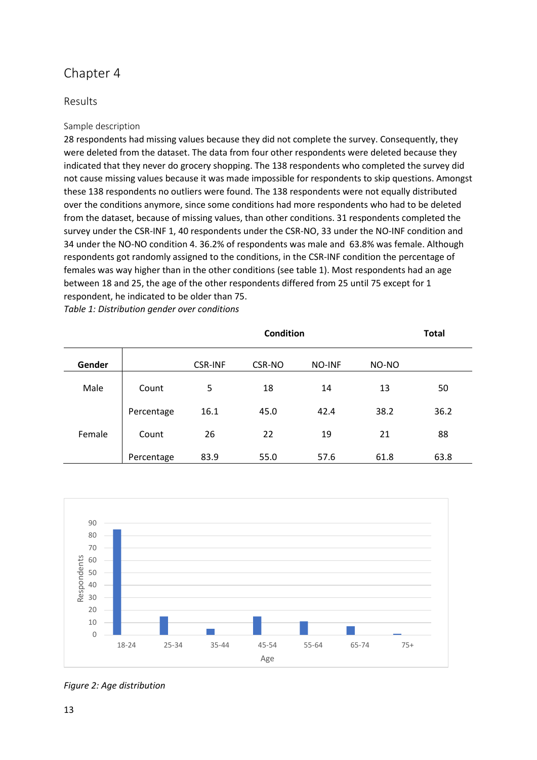# Chapter 4

## Results

### Sample description

28 respondents had missing values because they did not complete the survey. Consequently, they were deleted from the dataset. The data from four other respondents were deleted because they indicated that they never do grocery shopping. The 138 respondents who completed the survey did not cause missing values because it was made impossible for respondents to skip questions. Amongst these 138 respondents no outliers were found. The 138 respondents were not equally distributed over the conditions anymore, since some conditions had more respondents who had to be deleted from the dataset, because of missing values, than other conditions. 31 respondents completed the survey under the CSR-INF 1, 40 respondents under the CSR-NO, 33 under the NO-INF condition and 34 under the NO-NO condition 4. 36.2% of respondents was male and 63.8% was female. Although respondents got randomly assigned to the conditions, in the CSR-INF condition the percentage of females was way higher than in the other conditions (see table 1). Most respondents had an age between 18 and 25, the age of the other respondents differed from 25 until 75 except for 1 respondent, he indicated to be older than 75.

*Table 1: Distribution gender over conditions*

| | | Condition | | | | Total |
|---|---|---|---|---|---|---|
| **Gender** | | CSR-INF | CSR-NO | NO-INF | NO-NO | |
| Male | Count | 5 | 18 | 14 | 13 | 50 |
| | Percentage | 16.1 | 45.0 | 42.4 | 38.2 | 36.2 |
| Female | Count | 26 | 22 | 19 | 21 | 88 |
| | Percentage | 83.9 | 55.0 | 57.6 | 61.8 | 63.8 |

*Figure 2: Age distribution*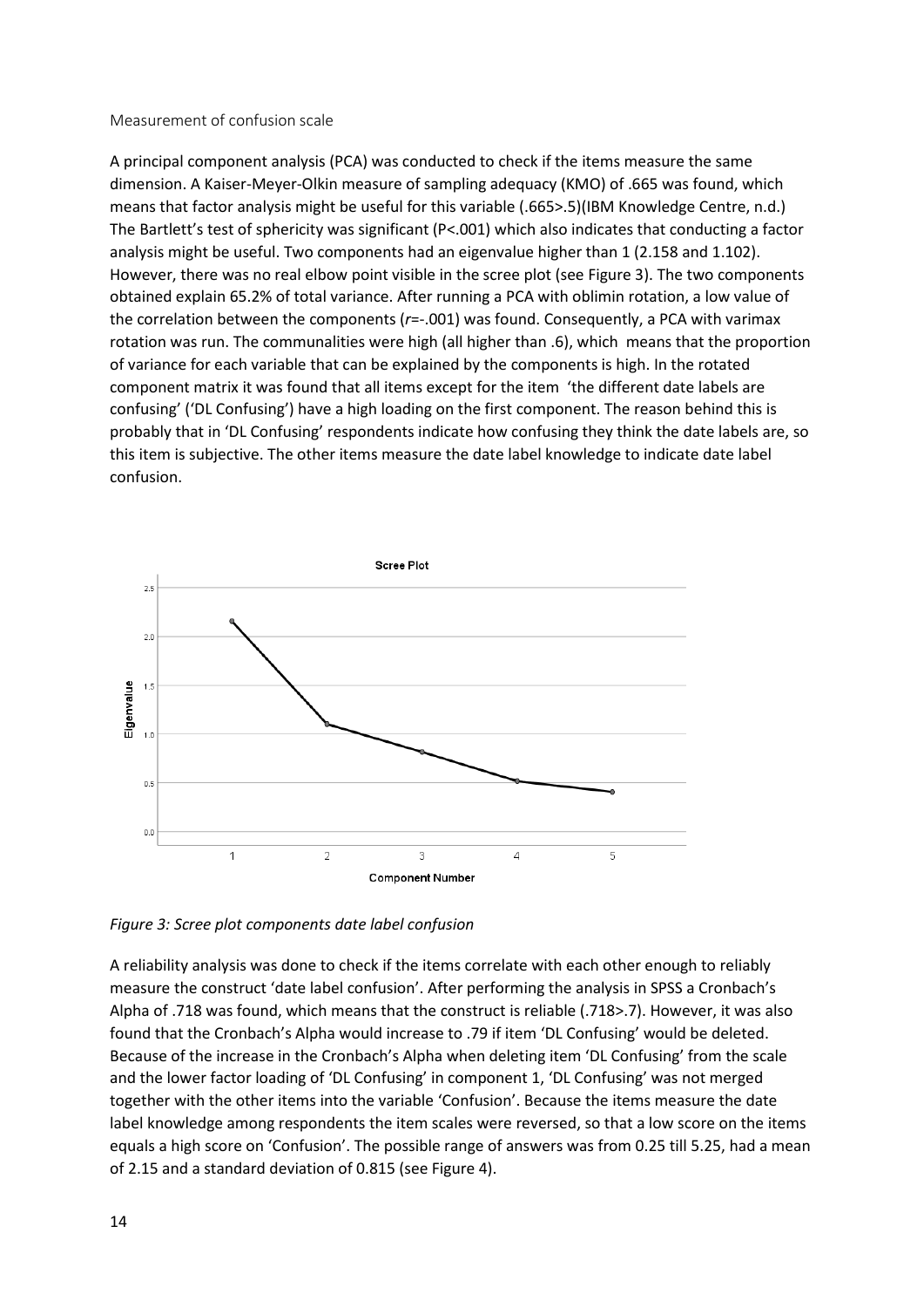### Measurement of confusion scale

A principal component analysis (PCA) was conducted to check if the items measure the same dimension. A Kaiser-Meyer-Olkin measure of sampling adequacy (KMO) of .665 was found, which means that factor analysis might be useful for this variable (.665>.5)(IBM Knowledge Centre, n.d.) The Bartlett's test of sphericity was significant ($P<.001$) which also indicates that conducting a factor analysis might be useful. Two components had an eigenvalue higher than 1 (2.158 and 1.102). However, there was no real elbow point visible in the scree plot (see Figure 3). The two components obtained explain 65.2% of total variance. After running a PCA with oblimin rotation, a low value of the correlation between the components ($r$=-.001) was found. Consequently, a PCA with varimax rotation was run. The communalities were high (all higher than .6), which means that the proportion of variance for each variable that can be explained by the components is high. In the rotated component matrix it was found that all items except for the item 'the different date labels are confusing' ('DL Confusing') have a high loading on the first component. The reason behind this is probably that in 'DL Confusing' respondents indicate how confusing they think the date labels are, so this item is subjective. The other items measure the date label knowledge to indicate date label confusion.

*Figure 3: Scree plot components date label confusion*

A reliability analysis was done to check if the items correlate with each other enough to reliably measure the construct 'date label confusion'. After performing the analysis in SPSS a Cronbach's Alpha of .718 was found, which means that the construct is reliable (.718>.7). However, it was also found that the Cronbach's Alpha would increase to .79 if item 'DL Confusing' would be deleted. Because of the increase in the Cronbach's Alpha when deleting item 'DL Confusing' from the scale and the lower factor loading of 'DL Confusing' in component 1, 'DL Confusing' was not merged together with the other items into the variable 'Confusion'. Because the items measure the date label knowledge among respondents the item scales were reversed, so that a low score on the items equals a high score on 'Confusion'. The possible range of answers was from 0.25 till 5.25, had a mean of 2.15 and a standard deviation of 0.815 (see Figure 4).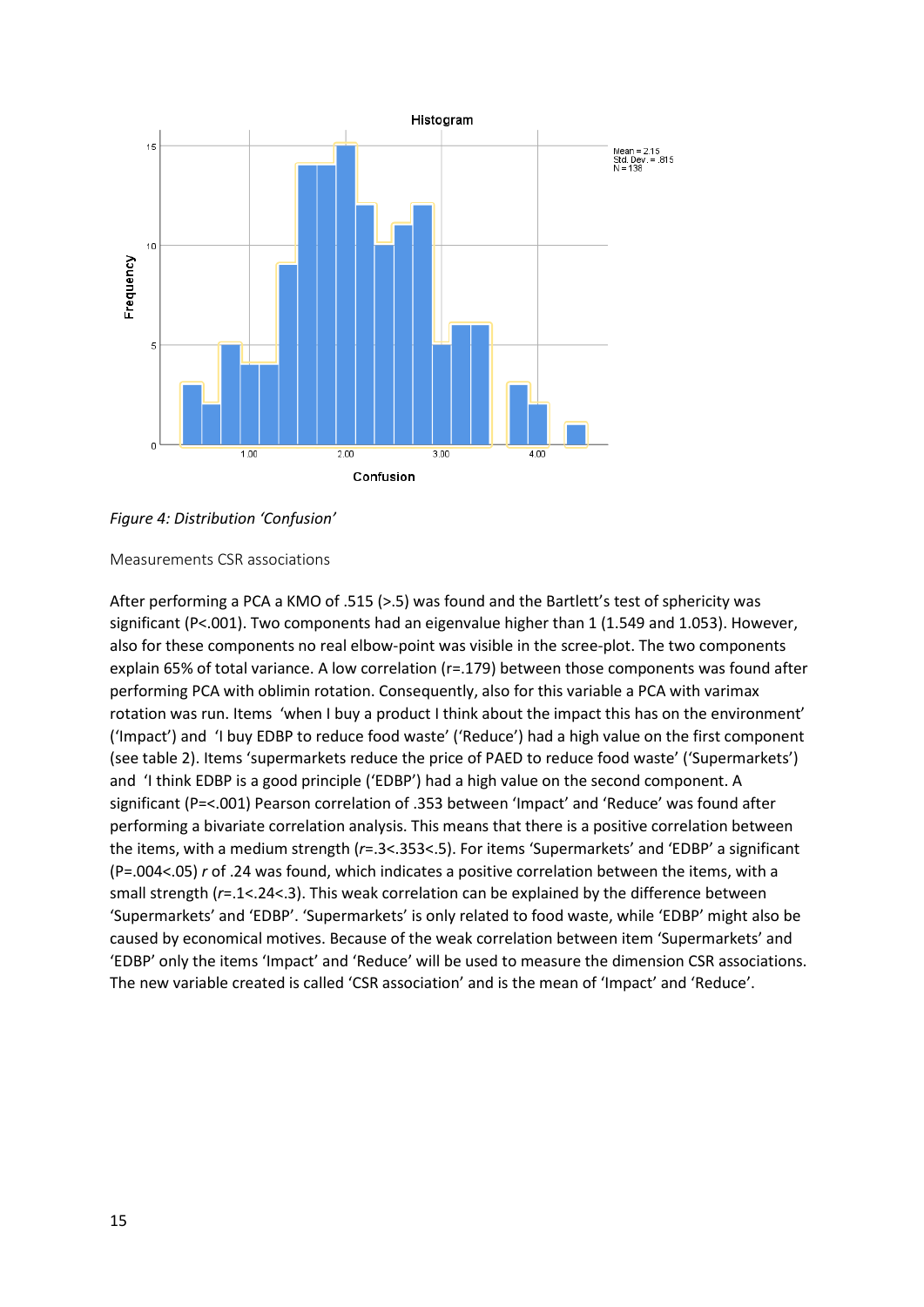*Figure 4: Distribution 'Confusion'*

Measurements CSR associations

After performing a PCA a KMO of .515 (>.5) was found and the Bartlett's test of sphericity was significant (P<.001). Two components had an eigenvalue higher than 1 (1.549 and 1.053). However, also for these components no real elbow-point was visible in the scree-plot. The two components explain 65% of total variance. A low correlation (r=.179) between those components was found after performing PCA with oblimin rotation. Consequently, also for this variable a PCA with varimax rotation was run. Items 'when I buy a product I think about the impact this has on the environment' ('Impact') and 'I buy EDBP to reduce food waste' ('Reduce') had a high value on the first component (see table 2). Items 'supermarkets reduce the price of PAED to reduce food waste' ('Supermarkets') and 'I think EDBP is a good principle ('EDBP') had a high value on the second component. A significant (P=<.001) Pearson correlation of .353 between 'Impact' and 'Reduce' was found after performing a bivariate correlation analysis. This means that there is a positive correlation between the items, with a medium strength (*r*=.3<.353<.5). For items 'Supermarkets' and 'EDBP' a significant (P=.004<.05) *r* of .24 was found, which indicates a positive correlation between the items, with a small strength (*r*=.1<.24<.3). This weak correlation can be explained by the difference between 'Supermarkets' and 'EDBP'. 'Supermarkets' is only related to food waste, while 'EDBP' might also be caused by economical motives. Because of the weak correlation between item 'Supermarkets' and 'EDBP' only the items 'Impact' and 'Reduce' will be used to measure the dimension CSR associations. The new variable created is called 'CSR association' and is the mean of 'Impact' and 'Reduce'.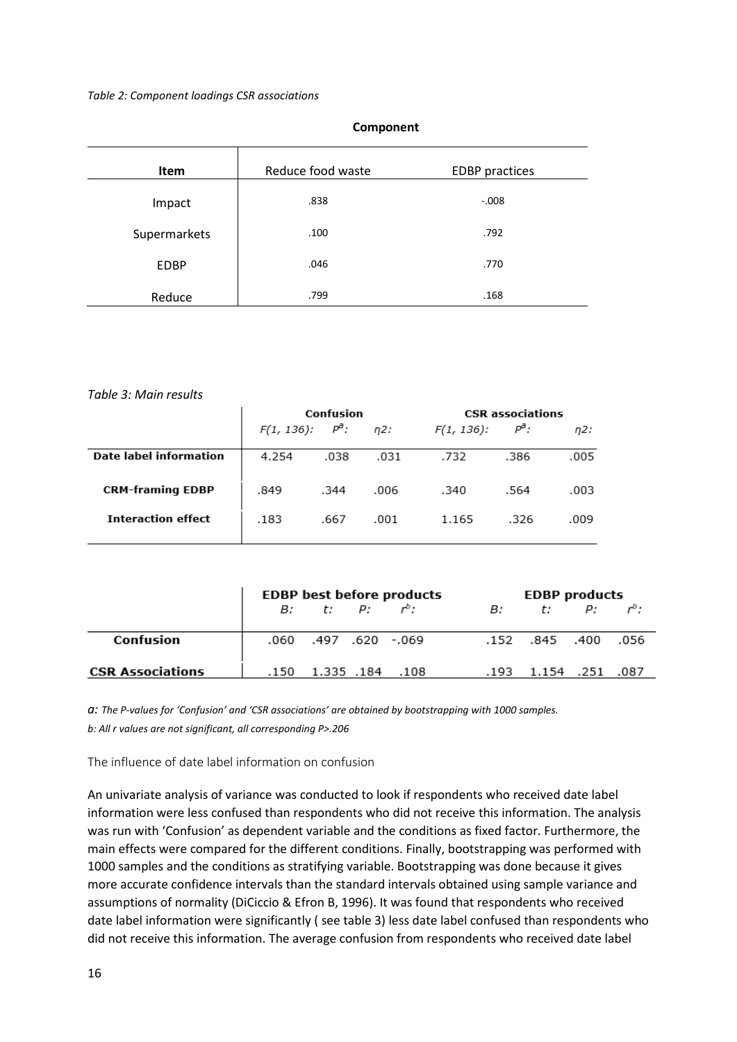*Table 2: Component loadings CSR associations*

| | Component | |
|---|---|---|
| **Item** | Reduce food waste | EDBP practices |
| Impact | .838 | -.008 |
| Supermarkets | .100 | .792 |
| EDBP | .046 | .770 |
| Reduce | .799 | .168 |

*Table 3: Main results*

| | Confusion | | | CSR associations | | |
|---|---|---|---|---|---|---|
| | $F(1, 136)$: | $P^{a}$: | $\eta2$: | $F(1, 136)$: | $P^{a}$: | $\eta2$: |
| **Date label information** | 4.254 | .038 | .031 | .732 | .386 | .005 |
| **CRM-framing EDBP** | .849 | .344 | .006 | .340 | .564 | .003 |
| **Interaction effect** | .183 | .667 | .001 | 1.165 | .326 | .009 |

| | EDBP best before products | | | | EDBP products | | | |
|---|---|---|---|---|---|---|---|---|
| | $B$: | $t$: | $P$: | $r^{b}$: | $B$: | $t$: | $P$: | $r^{b}$: |
| **Confusion** | .060 | .497 | .620 | -.069 | .152 | .845 | .400 | .056 |
| **CSR Associations** | .150 | 1.335 | .184 | .108 | .193 | 1.154 | .251 | .087 |

*a: The P-values for 'Confusion' and 'CSR associations' are obtained by bootstrapping with 1000 samples.*
*b: All r values are not significant, all corresponding P>.206*

### The influence of date label information on confusion

An univariate analysis of variance was conducted to look if respondents who received date label information were less confused than respondents who did not receive this information. The analysis was run with 'Confusion' as dependent variable and the conditions as fixed factor. Furthermore, the main effects were compared for the different conditions. Finally, bootstrapping was performed with 1000 samples and the conditions as stratifying variable. Bootstrapping was done because it gives more accurate confidence intervals than the standard intervals obtained using sample variance and assumptions of normality (DiCiccio & Efron B, 1996). It was found that respondents who received date label information were significantly ( see table 3) less date label confused than respondents who did not receive this information. The average confusion from respondents who received date label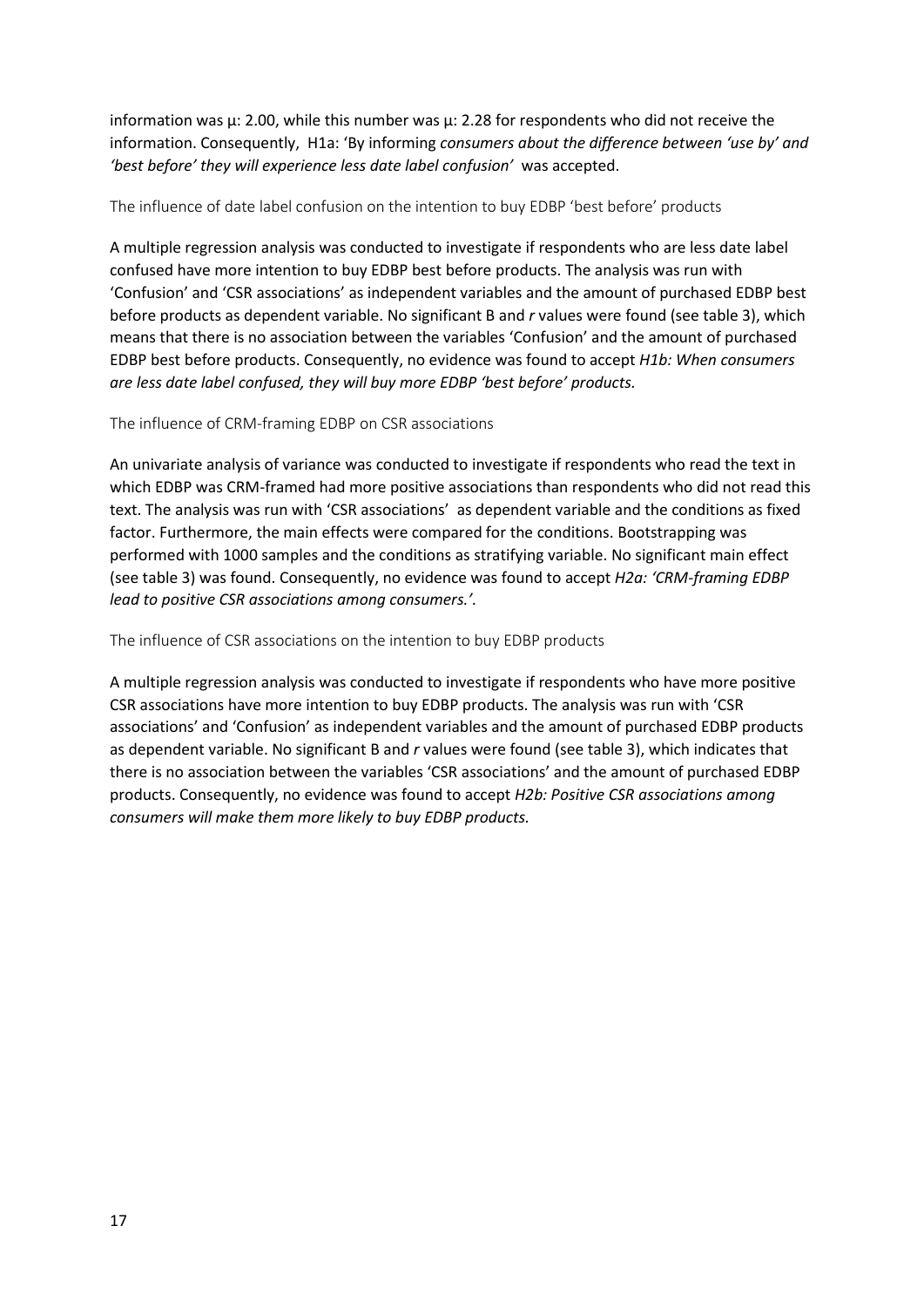information was $\mu$: 2.00, while this number was $\mu$: 2.28 for respondents who did not receive the information. Consequently, H1a: 'By informing *consumers about the difference between 'use by' and 'best before' they will experience less date label confusion'* was accepted.

### The influence of date label confusion on the intention to buy EDBP 'best before' products

A multiple regression analysis was conducted to investigate if respondents who are less date label confused have more intention to buy EDBP best before products. The analysis was run with 'Confusion' and 'CSR associations' as independent variables and the amount of purchased EDBP best before products as dependent variable. No significant B and *r* values were found (see table 3), which means that there is no association between the variables 'Confusion' and the amount of purchased EDBP best before products. Consequently, no evidence was found to accept *H1b: When consumers are less date label confused, they will buy more EDBP 'best before' products.*

### The influence of CRM-framing EDBP on CSR associations

An univariate analysis of variance was conducted to investigate if respondents who read the text in which EDBP was CRM-framed had more positive associations than respondents who did not read this text. The analysis was run with 'CSR associations' as dependent variable and the conditions as fixed factor. Furthermore, the main effects were compared for the conditions. Bootstrapping was performed with 1000 samples and the conditions as stratifying variable. No significant main effect (see table 3) was found. Consequently, no evidence was found to accept *H2a: 'CRM-framing EDBP lead to positive CSR associations among consumers.'*.

### The influence of CSR associations on the intention to buy EDBP products

A multiple regression analysis was conducted to investigate if respondents who have more positive CSR associations have more intention to buy EDBP products. The analysis was run with 'CSR associations' and 'Confusion' as independent variables and the amount of purchased EDBP products as dependent variable. No significant B and *r* values were found (see table 3), which indicates that there is no association between the variables 'CSR associations' and the amount of purchased EDBP products. Consequently, no evidence was found to accept *H2b: Positive CSR associations among consumers will make them more likely to buy EDBP products.*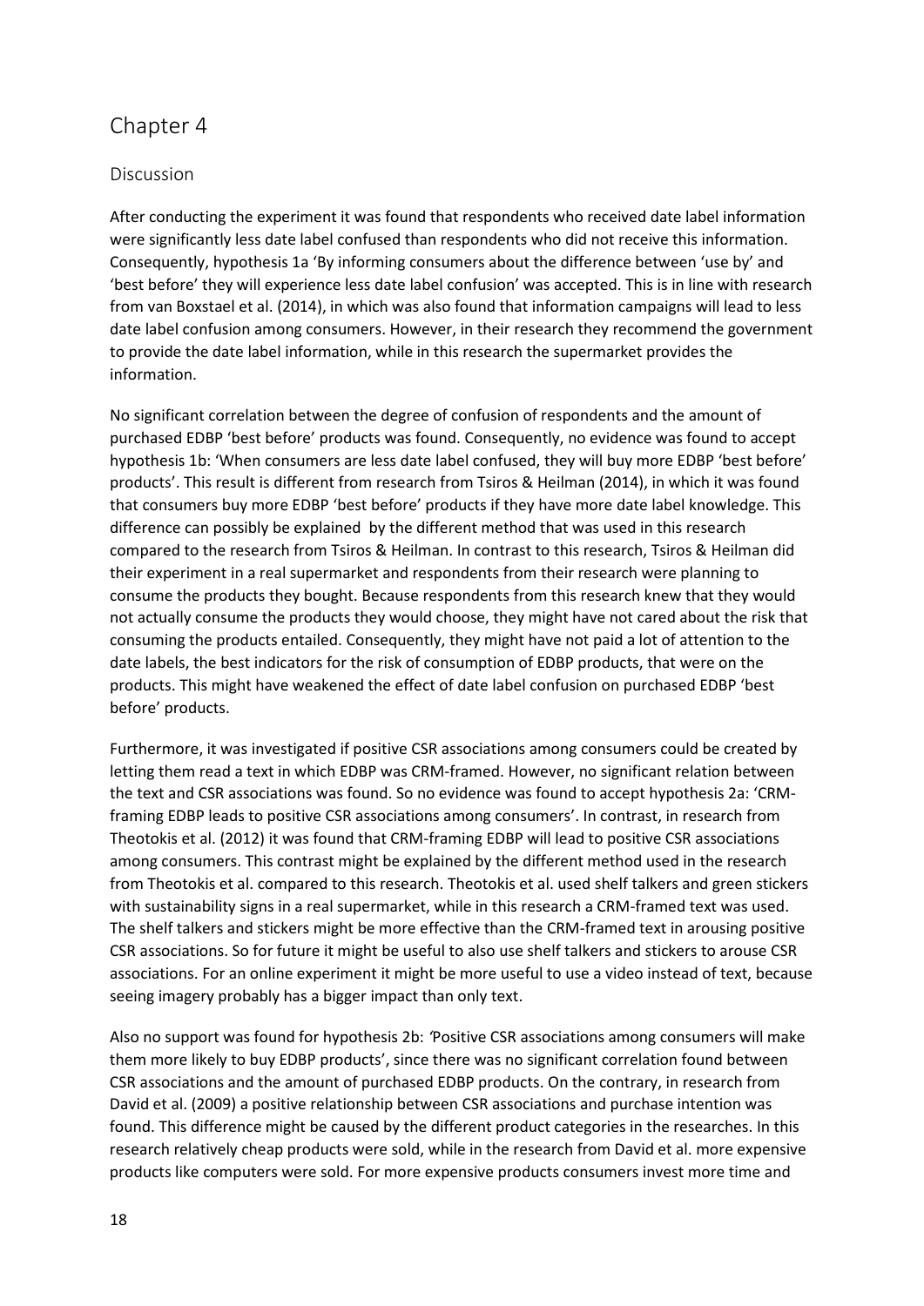# Chapter 4

## Discussion

After conducting the experiment it was found that respondents who received date label information were significantly less date label confused than respondents who did not receive this information. Consequently, hypothesis 1a 'By informing consumers about the difference between 'use by' and 'best before' they will experience less date label confusion' was accepted. This is in line with research from van Boxstael et al. (2014), in which was also found that information campaigns will lead to less date label confusion among consumers. However, in their research they recommend the government to provide the date label information, while in this research the supermarket provides the information.

No significant correlation between the degree of confusion of respondents and the amount of purchased EDBP 'best before' products was found. Consequently, no evidence was found to accept hypothesis 1b: 'When consumers are less date label confused, they will buy more EDBP 'best before' products'. This result is different from research from Tsiros & Heilman (2014), in which it was found that consumers buy more EDBP 'best before' products if they have more date label knowledge. This difference can possibly be explained by the different method that was used in this research compared to the research from Tsiros & Heilman. In contrast to this research, Tsiros & Heilman did their experiment in a real supermarket and respondents from their research were planning to consume the products they bought. Because respondents from this research knew that they would not actually consume the products they would choose, they might have not cared about the risk that consuming the products entailed. Consequently, they might have not paid a lot of attention to the date labels, the best indicators for the risk of consumption of EDBP products, that were on the products. This might have weakened the effect of date label confusion on purchased EDBP 'best before' products.

Furthermore, it was investigated if positive CSR associations among consumers could be created by letting them read a text in which EDBP was CRM-framed. However, no significant relation between the text and CSR associations was found. So no evidence was found to accept hypothesis 2a: 'CRM-framing EDBP leads to positive CSR associations among consumers'. In contrast, in research from Theotokis et al. (2012) it was found that CRM-framing EDBP will lead to positive CSR associations among consumers. This contrast might be explained by the different method used in the research from Theotokis et al. compared to this research. Theotokis et al. used shelf talkers and green stickers with sustainability signs in a real supermarket, while in this research a CRM-framed text was used. The shelf talkers and stickers might be more effective than the CRM-framed text in arousing positive CSR associations. So for future it might be useful to also use shelf talkers and stickers to arouse CSR associations. For an online experiment it might be more useful to use a video instead of text, because seeing imagery probably has a bigger impact than only text.

Also no support was found for hypothesis 2b: *'*Positive CSR associations among consumers will make them more likely to buy EDBP products', since there was no significant correlation found between CSR associations and the amount of purchased EDBP products. On the contrary, in research from David et al. (2009) a positive relationship between CSR associations and purchase intention was found. This difference might be caused by the different product categories in the researches. In this research relatively cheap products were sold, while in the research from David et al. more expensive products like computers were sold. For more expensive products consumers invest more time and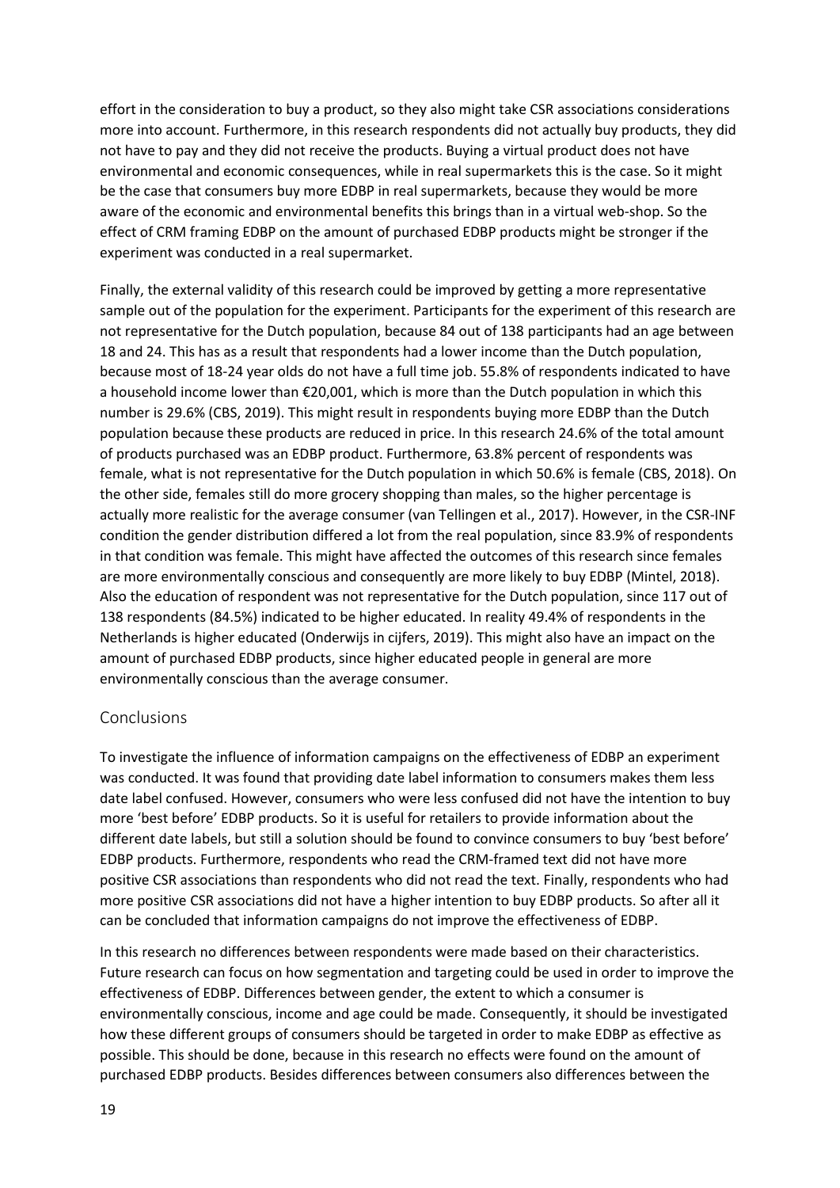effort in the consideration to buy a product, so they also might take CSR associations considerations more into account. Furthermore, in this research respondents did not actually buy products, they did not have to pay and they did not receive the products. Buying a virtual product does not have environmental and economic consequences, while in real supermarkets this is the case. So it might be the case that consumers buy more EDBP in real supermarkets, because they would be more aware of the economic and environmental benefits this brings than in a virtual web-shop. So the effect of CRM framing EDBP on the amount of purchased EDBP products might be stronger if the experiment was conducted in a real supermarket.

Finally, the external validity of this research could be improved by getting a more representative sample out of the population for the experiment. Participants for the experiment of this research are not representative for the Dutch population, because 84 out of 138 participants had an age between 18 and 24. This has as a result that respondents had a lower income than the Dutch population, because most of 18-24 year olds do not have a full time job. 55.8% of respondents indicated to have a household income lower than €20,001, which is more than the Dutch population in which this number is 29.6% (CBS, 2019). This might result in respondents buying more EDBP than the Dutch population because these products are reduced in price. In this research 24.6% of the total amount of products purchased was an EDBP product. Furthermore, 63.8% percent of respondents was female, what is not representative for the Dutch population in which 50.6% is female (CBS, 2018). On the other side, females still do more grocery shopping than males, so the higher percentage is actually more realistic for the average consumer (van Tellingen et al., 2017). However, in the CSR-INF condition the gender distribution differed a lot from the real population, since 83.9% of respondents in that condition was female. This might have affected the outcomes of this research since females are more environmentally conscious and consequently are more likely to buy EDBP (Mintel, 2018). Also the education of respondent was not representative for the Dutch population, since 117 out of 138 respondents (84.5%) indicated to be higher educated. In reality 49.4% of respondents in the Netherlands is higher educated (Onderwijs in cijfers, 2019). This might also have an impact on the amount of purchased EDBP products, since higher educated people in general are more environmentally conscious than the average consumer.

## Conclusions

To investigate the influence of information campaigns on the effectiveness of EDBP an experiment was conducted. It was found that providing date label information to consumers makes them less date label confused. However, consumers who were less confused did not have the intention to buy more 'best before' EDBP products. So it is useful for retailers to provide information about the different date labels, but still a solution should be found to convince consumers to buy 'best before' EDBP products. Furthermore, respondents who read the CRM-framed text did not have more positive CSR associations than respondents who did not read the text. Finally, respondents who had more positive CSR associations did not have a higher intention to buy EDBP products. So after all it can be concluded that information campaigns do not improve the effectiveness of EDBP.

In this research no differences between respondents were made based on their characteristics. Future research can focus on how segmentation and targeting could be used in order to improve the effectiveness of EDBP. Differences between gender, the extent to which a consumer is environmentally conscious, income and age could be made. Consequently, it should be investigated how these different groups of consumers should be targeted in order to make EDBP as effective as possible. This should be done, because in this research no effects were found on the amount of purchased EDBP products. Besides differences between consumers also differences between the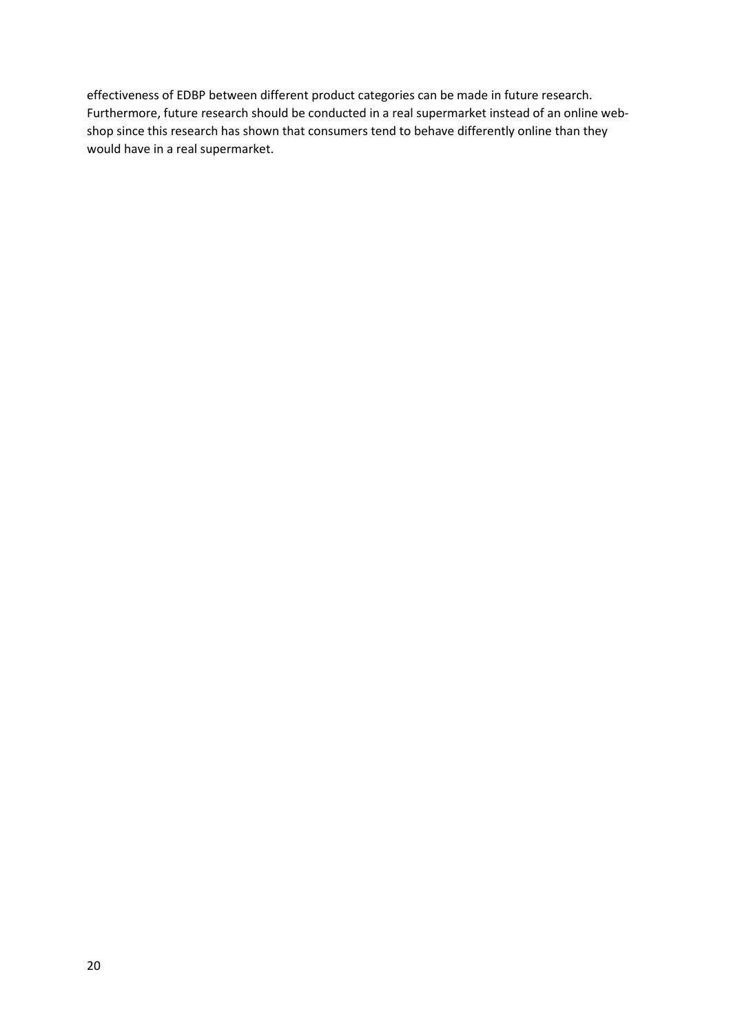effectiveness of EDBP between different product categories can be made in future research. Furthermore, future research should be conducted in a real supermarket instead of an online web-shop since this research has shown that consumers tend to behave differently online than they would have in a real supermarket.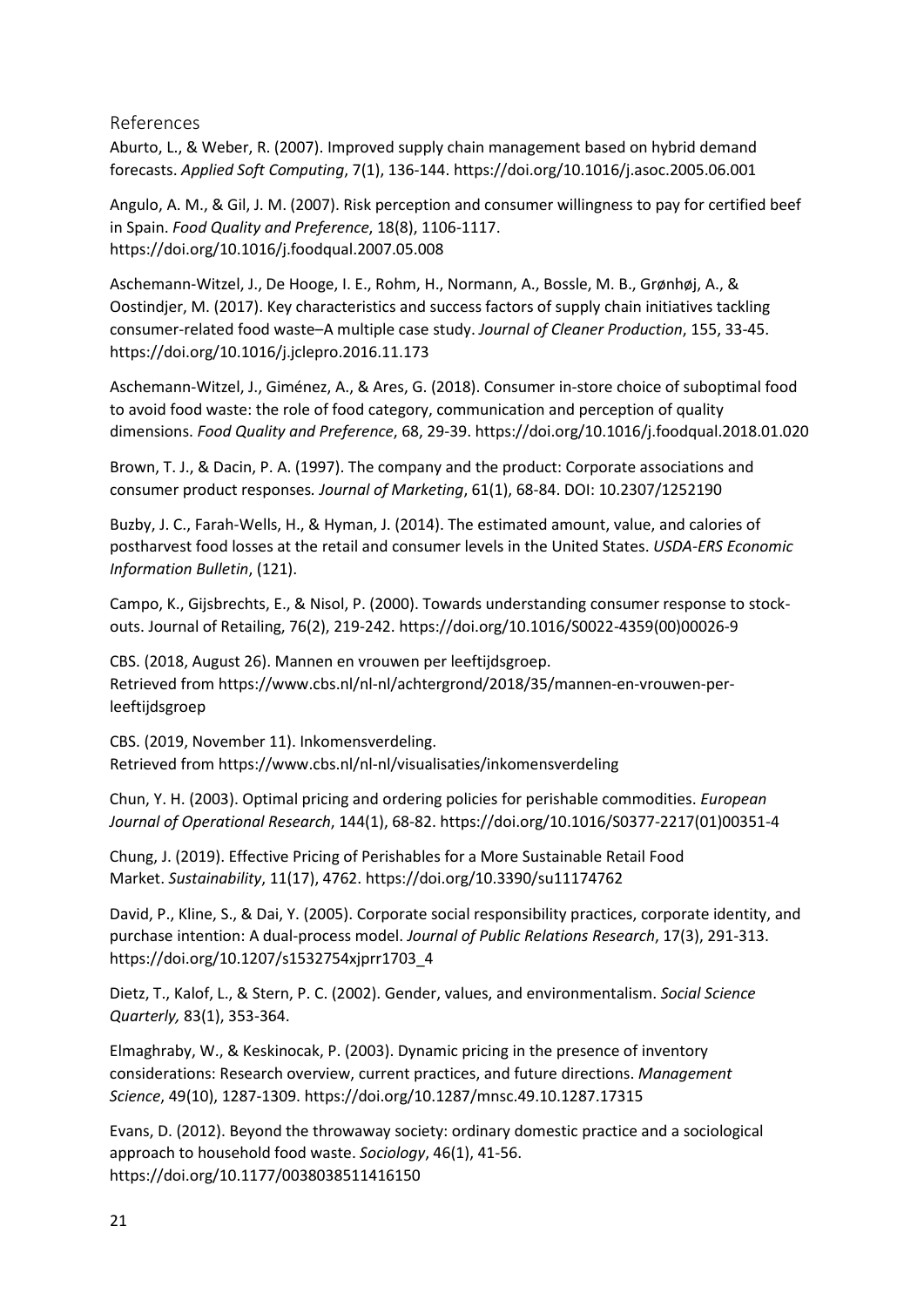## References

Aburto, L., & Weber, R. (2007). Improved supply chain management based on hybrid demand forecasts. *Applied Soft Computing*, 7(1), 136-144. https://doi.org/10.1016/j.asoc.2005.06.001

Angulo, A. M., & Gil, J. M. (2007). Risk perception and consumer willingness to pay for certified beef in Spain. *Food Quality and Preference*, 18(8), 1106-1117. https://doi.org/10.1016/j.foodqual.2007.05.008

Aschemann-Witzel, J., De Hooge, I. E., Rohm, H., Normann, A., Bossle, M. B., Grønhøj, A., & Oostindjer, M. (2017). Key characteristics and success factors of supply chain initiatives tackling consumer-related food waste–A multiple case study. *Journal of Cleaner Production*, 155, 33-45. https://doi.org/10.1016/j.jclepro.2016.11.173

Aschemann-Witzel, J., Giménez, A., & Ares, G. (2018). Consumer in-store choice of suboptimal food to avoid food waste: the role of food category, communication and perception of quality dimensions. *Food Quality and Preference*, 68, 29-39. https://doi.org/10.1016/j.foodqual.2018.01.020

Brown, T. J., & Dacin, P. A. (1997). The company and the product: Corporate associations and consumer product responses*. Journal of Marketing*, 61(1), 68-84. DOI: 10.2307/1252190

Buzby, J. C., Farah-Wells, H., & Hyman, J. (2014). The estimated amount, value, and calories of postharvest food losses at the retail and consumer levels in the United States. *USDA-ERS Economic Information Bulletin*, (121).

Campo, K., Gijsbrechts, E., & Nisol, P. (2000). Towards understanding consumer response to stock-outs. Journal of Retailing, 76(2), 219-242. https://doi.org/10.1016/S0022-4359(00)00026-9

CBS. (2018, August 26). Mannen en vrouwen per leeftijdsgroep. Retrieved from https://www.cbs.nl/nl-nl/achtergrond/2018/35/mannen-en-vrouwen-per-leeftijdsgroep

CBS. (2019, November 11). Inkomensverdeling. Retrieved from https://www.cbs.nl/nl-nl/visualisaties/inkomensverdeling

Chun, Y. H. (2003). Optimal pricing and ordering policies for perishable commodities. *European Journal of Operational Research*, 144(1), 68-82. https://doi.org/10.1016/S0377-2217(01)00351-4

Chung, J. (2019). Effective Pricing of Perishables for a More Sustainable Retail Food Market. *Sustainability*, 11(17), 4762. https://doi.org/10.3390/su11174762

David, P., Kline, S., & Dai, Y. (2005). Corporate social responsibility practices, corporate identity, and purchase intention: A dual-process model. *Journal of Public Relations Research*, 17(3), 291-313. https://doi.org/10.1207/s1532754xjprr1703_4

Dietz, T., Kalof, L., & Stern, P. C. (2002). Gender, values, and environmentalism. *Social Science Quarterly,* 83(1), 353-364.

Elmaghraby, W., & Keskinocak, P. (2003). Dynamic pricing in the presence of inventory considerations: Research overview, current practices, and future directions. *Management Science*, 49(10), 1287-1309. https://doi.org/10.1287/mnsc.49.10.1287.17315

Evans, D. (2012). Beyond the throwaway society: ordinary domestic practice and a sociological approach to household food waste. *Sociology*, 46(1), 41-56. https://doi.org/10.1177/0038038511416150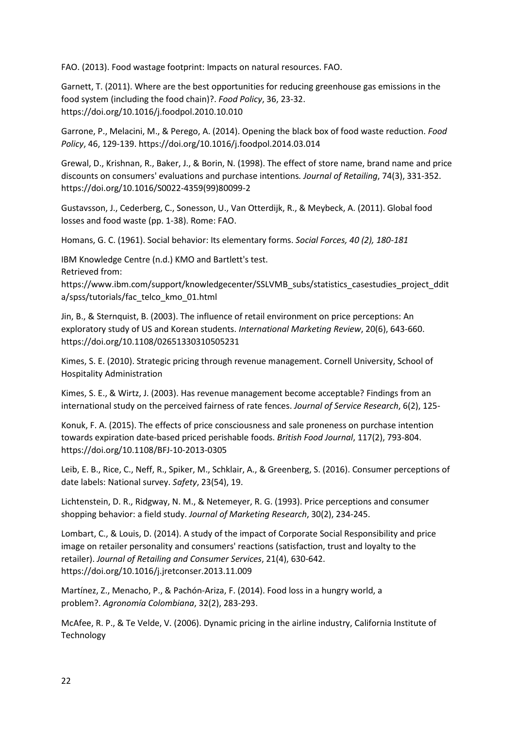FAO. (2013). Food wastage footprint: Impacts on natural resources. FAO.

Garnett, T. (2011). Where are the best opportunities for reducing greenhouse gas emissions in the food system (including the food chain)?. *Food Policy*, 36, 23-32. https://doi.org/10.1016/j.foodpol.2010.10.010

Garrone, P., Melacini, M., & Perego, A. (2014). Opening the black box of food waste reduction. *Food Policy*, 46, 129-139. https://doi.org/10.1016/j.foodpol.2014.03.014

Grewal, D., Krishnan, R., Baker, J., & Borin, N. (1998). The effect of store name, brand name and price discounts on consumers' evaluations and purchase intentions. *Journal of Retailing*, 74(3), 331-352. https://doi.org/10.1016/S0022-4359(99)80099-2

Gustavsson, J., Cederberg, C., Sonesson, U., Van Otterdijk, R., & Meybeck, A. (2011). Global food losses and food waste (pp. 1-38). Rome: FAO.

Homans, G. C. (1961). Social behavior: Its elementary forms. *Social Forces, 40 (2), 180-181*

IBM Knowledge Centre (n.d.) KMO and Bartlett's test.
Retrieved from:
https://www.ibm.com/support/knowledgecenter/SSLVMB_subs/statistics_casestudies_project_ddita/spss/tutorials/fac_telco_kmo_01.html

Jin, B., & Sternquist, B. (2003). The influence of retail environment on price perceptions: An exploratory study of US and Korean students. *International Marketing Review*, 20(6), 643-660. https://doi.org/10.1108/02651330310505231

Kimes, S. E. (2010). Strategic pricing through revenue management. Cornell University, School of Hospitality Administration

Kimes, S. E., & Wirtz, J. (2003). Has revenue management become acceptable? Findings from an international study on the perceived fairness of rate fences. *Journal of Service Research*, 6(2), 125-

Konuk, F. A. (2015). The effects of price consciousness and sale proneness on purchase intention towards expiration date-based priced perishable foods. *British Food Journal*, 117(2), 793-804. https://doi.org/10.1108/BFJ-10-2013-0305

Leib, E. B., Rice, C., Neff, R., Spiker, M., Schklair, A., & Greenberg, S. (2016). Consumer perceptions of date labels: National survey. *Safety*, 23(54), 19.

Lichtenstein, D. R., Ridgway, N. M., & Netemeyer, R. G. (1993). Price perceptions and consumer shopping behavior: a field study. *Journal of Marketing Research*, 30(2), 234-245.

Lombart, C., & Louis, D. (2014). A study of the impact of Corporate Social Responsibility and price image on retailer personality and consumers' reactions (satisfaction, trust and loyalty to the retailer). *Journal of Retailing and Consumer Services*, 21(4), 630-642. https://doi.org/10.1016/j.jretconser.2013.11.009

Martínez, Z., Menacho, P., & Pachón-Ariza, F. (2014). Food loss in a hungry world, a problem?. *Agronomía Colombiana*, 32(2), 283-293.

McAfee, R. P., & Te Velde, V. (2006). Dynamic pricing in the airline industry, California Institute of Technology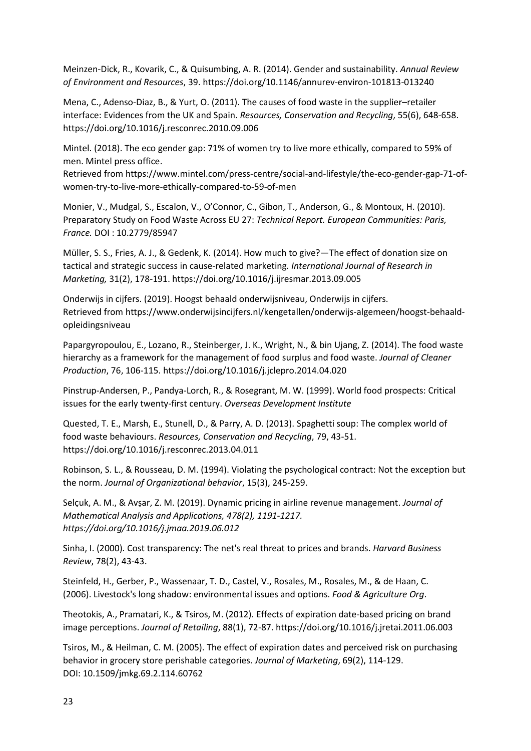Meinzen-Dick, R., Kovarik, C., & Quisumbing, A. R. (2014). Gender and sustainability. *Annual Review of Environment and Resources*, 39. https://doi.org/10.1146/annurev-environ-101813-013240

Mena, C., Adenso-Diaz, B., & Yurt, O. (2011). The causes of food waste in the supplier–retailer interface: Evidences from the UK and Spain. *Resources, Conservation and Recycling*, 55(6), 648-658. https://doi.org/10.1016/j.resconrec.2010.09.006

Mintel. (2018). The eco gender gap: 71% of women try to live more ethically, compared to 59% of men. Mintel press office.
Retrieved from https://www.mintel.com/press-centre/social-and-lifestyle/the-eco-gender-gap-71-of-women-try-to-live-more-ethically-compared-to-59-of-men

Monier, V., Mudgal, S., Escalon, V., O'Connor, C., Gibon, T., Anderson, G., & Montoux, H. (2010). Preparatory Study on Food Waste Across EU 27: *Technical Report. European Communities: Paris, France.* DOI : 10.2779/85947

Müller, S. S., Fries, A. J., & Gedenk, K. (2014). How much to give?—The effect of donation size on tactical and strategic success in cause-related marketing*. International Journal of Research in Marketing,* 31(2), 178-191. https://doi.org/10.1016/j.ijresmar.2013.09.005

Onderwijs in cijfers. (2019). Hoogst behaald onderwijsniveau, Onderwijs in cijfers.
Retrieved from https://www.onderwijsincijfers.nl/kengetallen/onderwijs-algemeen/hoogst-behaald-opleidingsniveau

Papargyropoulou, E., Lozano, R., Steinberger, J. K., Wright, N., & bin Ujang, Z. (2014). The food waste hierarchy as a framework for the management of food surplus and food waste. *Journal of Cleaner Production*, 76, 106-115. https://doi.org/10.1016/j.jclepro.2014.04.020

Pinstrup-Andersen, P., Pandya-Lorch, R., & Rosegrant, M. W. (1999). World food prospects: Critical issues for the early twenty-first century. *Overseas Development Institute*

Quested, T. E., Marsh, E., Stunell, D., & Parry, A. D. (2013). Spaghetti soup: The complex world of food waste behaviours. *Resources, Conservation and Recycling*, 79, 43-51. https://doi.org/10.1016/j.resconrec.2013.04.011

Robinson, S. L., & Rousseau, D. M. (1994). Violating the psychological contract: Not the exception but the norm. *Journal of Organizational behavior*, 15(3), 245-259.

Selçuk, A. M., & Avşar, Z. M. (2019). Dynamic pricing in airline revenue management. *Journal of Mathematical Analysis and Applications, 478(2), 1191-1217. https://doi.org/10.1016/j.jmaa.2019.06.012*

Sinha, I. (2000). Cost transparency: The net's real threat to prices and brands. *Harvard Business Review*, 78(2), 43-43.

Steinfeld, H., Gerber, P., Wassenaar, T. D., Castel, V., Rosales, M., Rosales, M., & de Haan, C. (2006). Livestock's long shadow: environmental issues and options. *Food & Agriculture Org*.

Theotokis, A., Pramatari, K., & Tsiros, M. (2012). Effects of expiration date-based pricing on brand image perceptions. *Journal of Retailing*, 88(1), 72-87. https://doi.org/10.1016/j.jretai.2011.06.003

Tsiros, M., & Heilman, C. M. (2005). The effect of expiration dates and perceived risk on purchasing behavior in grocery store perishable categories. *Journal of Marketing*, 69(2), 114-129. DOI: 10.1509/jmkg.69.2.114.60762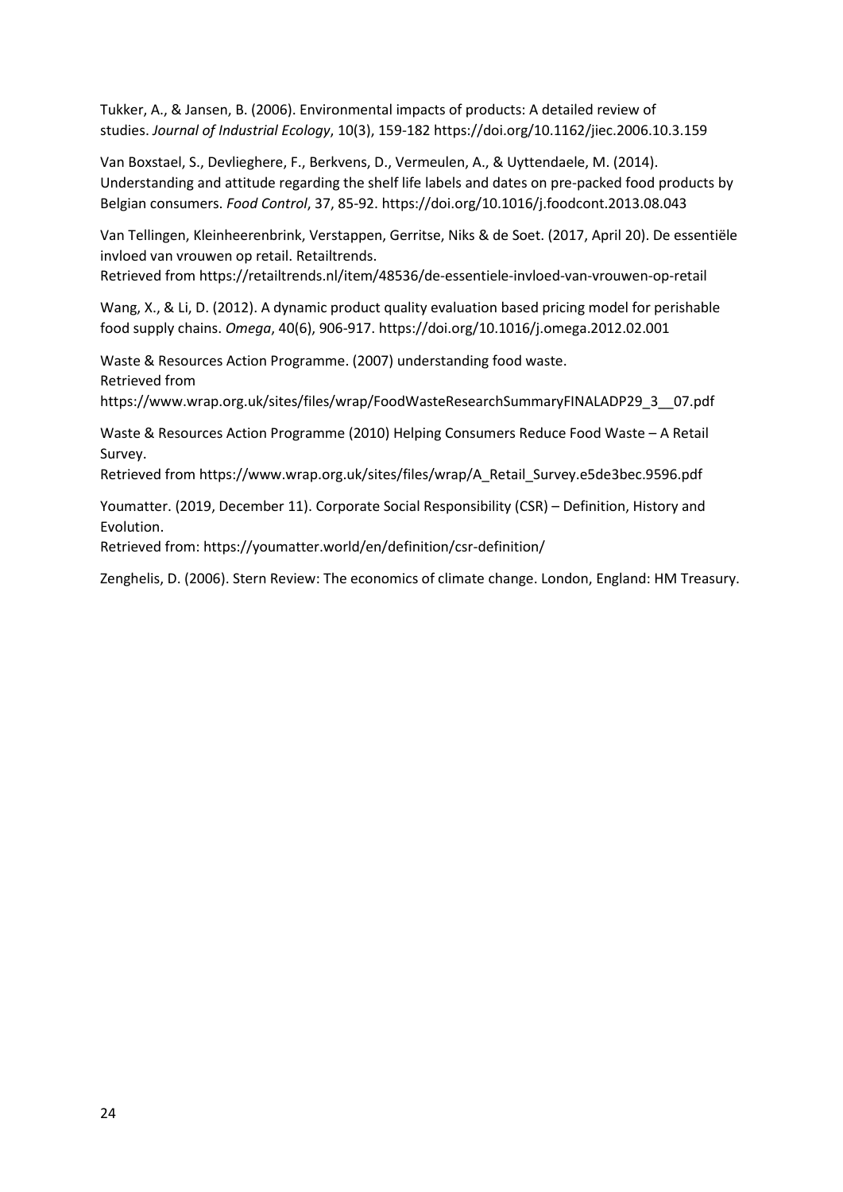Tukker, A., & Jansen, B. (2006). Environmental impacts of products: A detailed review of studies. *Journal of Industrial Ecology*, 10(3), 159-182 https://doi.org/10.1162/jiec.2006.10.3.159

Van Boxstael, S., Devlieghere, F., Berkvens, D., Vermeulen, A., & Uyttendaele, M. (2014). Understanding and attitude regarding the shelf life labels and dates on pre-packed food products by Belgian consumers. *Food Control*, 37, 85-92. https://doi.org/10.1016/j.foodcont.2013.08.043

Van Tellingen, Kleinheerenbrink, Verstappen, Gerritse, Niks & de Soet. (2017, April 20). De essentiële invloed van vrouwen op retail. Retailtrends.
Retrieved from https://retailtrends.nl/item/48536/de-essentiele-invloed-van-vrouwen-op-retail

Wang, X., & Li, D. (2012). A dynamic product quality evaluation based pricing model for perishable food supply chains. *Omega*, 40(6), 906-917. https://doi.org/10.1016/j.omega.2012.02.001

Waste & Resources Action Programme. (2007) understanding food waste.
Retrieved from
https://www.wrap.org.uk/sites/files/wrap/FoodWasteResearchSummaryFINALADP29_3__07.pdf

Waste & Resources Action Programme (2010) Helping Consumers Reduce Food Waste – A Retail Survey.
Retrieved from https://www.wrap.org.uk/sites/files/wrap/A_Retail_Survey.e5de3bec.9596.pdf

Youmatter. (2019, December 11). Corporate Social Responsibility (CSR) – Definition, History and Evolution.
Retrieved from: https://youmatter.world/en/definition/csr-definition/

Zenghelis, D. (2006). Stern Review: The economics of climate change. London, England: HM Treasury.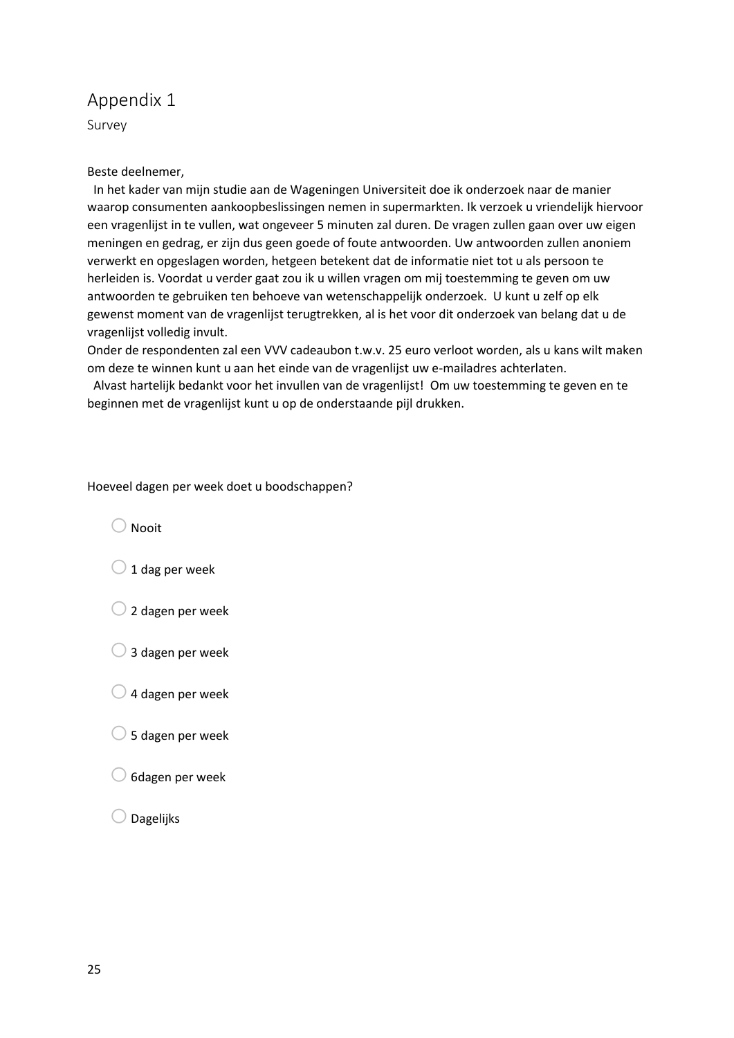# Appendix 1

Survey

Beste deelnemer,

In het kader van mijn studie aan de Wageningen Universiteit doe ik onderzoek naar de manier waarop consumenten aankoopbeslissingen nemen in supermarkten. Ik verzoek u vriendelijk hiervoor een vragenlijst in te vullen, wat ongeveer 5 minuten zal duren. De vragen zullen gaan over uw eigen meningen en gedrag, er zijn dus geen goede of foute antwoorden. Uw antwoorden zullen anoniem verwerkt en opgeslagen worden, hetgeen betekent dat de informatie niet tot u als persoon te herleiden is. Voordat u verder gaat zou ik u willen vragen om mij toestemming te geven om uw antwoorden te gebruiken ten behoeve van wetenschappelijk onderzoek. U kunt u zelf op elk gewenst moment van de vragenlijst terugtrekken, al is het voor dit onderzoek van belang dat u de vragenlijst volledig invult.
Onder de respondenten zal een VVV cadeaubon t.w.v. 25 euro verloot worden, als u kans wilt maken om deze te winnen kunt u aan het einde van de vragenlijst uw e-mailadres achterlaten.

Alvast hartelijk bedankt voor het invullen van de vragenlijst! Om uw toestemming te geven en te beginnen met de vragenlijst kunt u op de onderstaande pijl drukken.

Hoeveel dagen per week doet u boodschappen?

- ○ Nooit
- ○ 1 dag per week
- ○ 2 dagen per week
- ○ 3 dagen per week
- ○ 4 dagen per week
- ○ 5 dagen per week
- ○ 6dagen per week
- ○ Dagelijks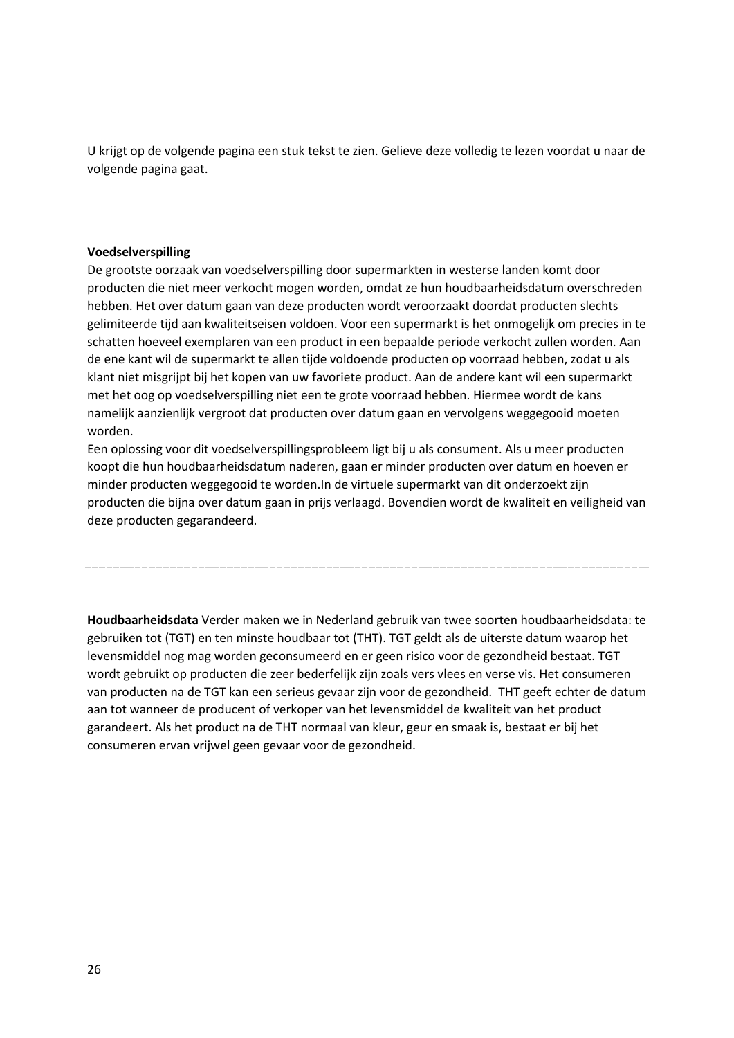U krijgt op de volgende pagina een stuk tekst te zien. Gelieve deze volledig te lezen voordat u naar de volgende pagina gaat.

**Voedselverspilling**

De grootste oorzaak van voedselverspilling door supermarkten in westerse landen komt door producten die niet meer verkocht mogen worden, omdat ze hun houdbaarheidsdatum overschreden hebben. Het over datum gaan van deze producten wordt veroorzaakt doordat producten slechts gelimiteerde tijd aan kwaliteitseisen voldoen. Voor een supermarkt is het onmogelijk om precies in te schatten hoeveel exemplaren van een product in een bepaalde periode verkocht zullen worden. Aan de ene kant wil de supermarkt te allen tijde voldoende producten op voorraad hebben, zodat u als klant niet misgrijpt bij het kopen van uw favoriete product. Aan de andere kant wil een supermarkt met het oog op voedselverspilling niet een te grote voorraad hebben. Hiermee wordt de kans namelijk aanzienlijk vergroot dat producten over datum gaan en vervolgens weggegooid moeten worden.

Een oplossing voor dit voedselverspillingsprobleem ligt bij u als consument. Als u meer producten koopt die hun houdbaarheidsdatum naderen, gaan er minder producten over datum en hoeven er minder producten weggegooid te worden.In de virtuele supermarkt van dit onderzoekt zijn producten die bijna over datum gaan in prijs verlaagd. Bovendien wordt de kwaliteit en veiligheid van deze producten gegarandeerd.

---

**Houdbaarheidsdata** Verder maken we in Nederland gebruik van twee soorten houdbaarheidsdata: te gebruiken tot (TGT) en ten minste houdbaar tot (THT). TGT geldt als de uiterste datum waarop het levensmiddel nog mag worden geconsumeerd en er geen risico voor de gezondheid bestaat. TGT wordt gebruikt op producten die zeer bederfelijk zijn zoals vers vlees en verse vis. Het consumeren van producten na de TGT kan een serieus gevaar zijn voor de gezondheid. THT geeft echter de datum aan tot wanneer de producent of verkoper van het levensmiddel de kwaliteit van het product garandeert. Als het product na de THT normaal van kleur, geur en smaak is, bestaat er bij het consumeren ervan vrijwel geen gevaar voor de gezondheid.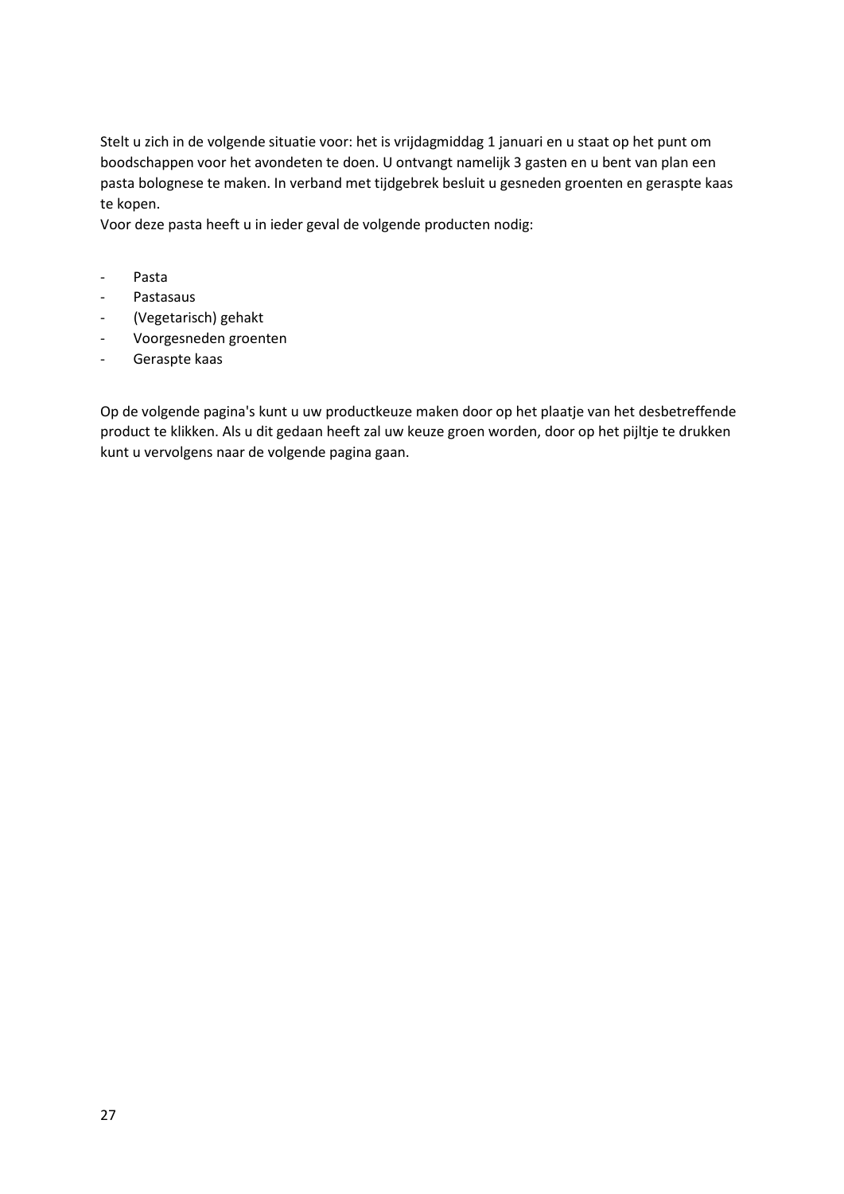Stelt u zich in de volgende situatie voor: het is vrijdagmiddag 1 januari en u staat op het punt om boodschappen voor het avondeten te doen. U ontvangt namelijk 3 gasten en u bent van plan een pasta bolognese te maken. In verband met tijdgebrek besluit u gesneden groenten en geraspte kaas te kopen.
Voor deze pasta heeft u in ieder geval de volgende producten nodig:

- Pasta
- Pastasaus
- (Vegetarisch) gehakt
- Voorgesneden groenten
- Geraspte kaas

Op de volgende pagina's kunt u uw productkeuze maken door op het plaatje van het desbetreffende product te klikken. Als u dit gedaan heeft zal uw keuze groen worden, door op het pijltje te drukken kunt u vervolgens naar de volgende pagina gaan.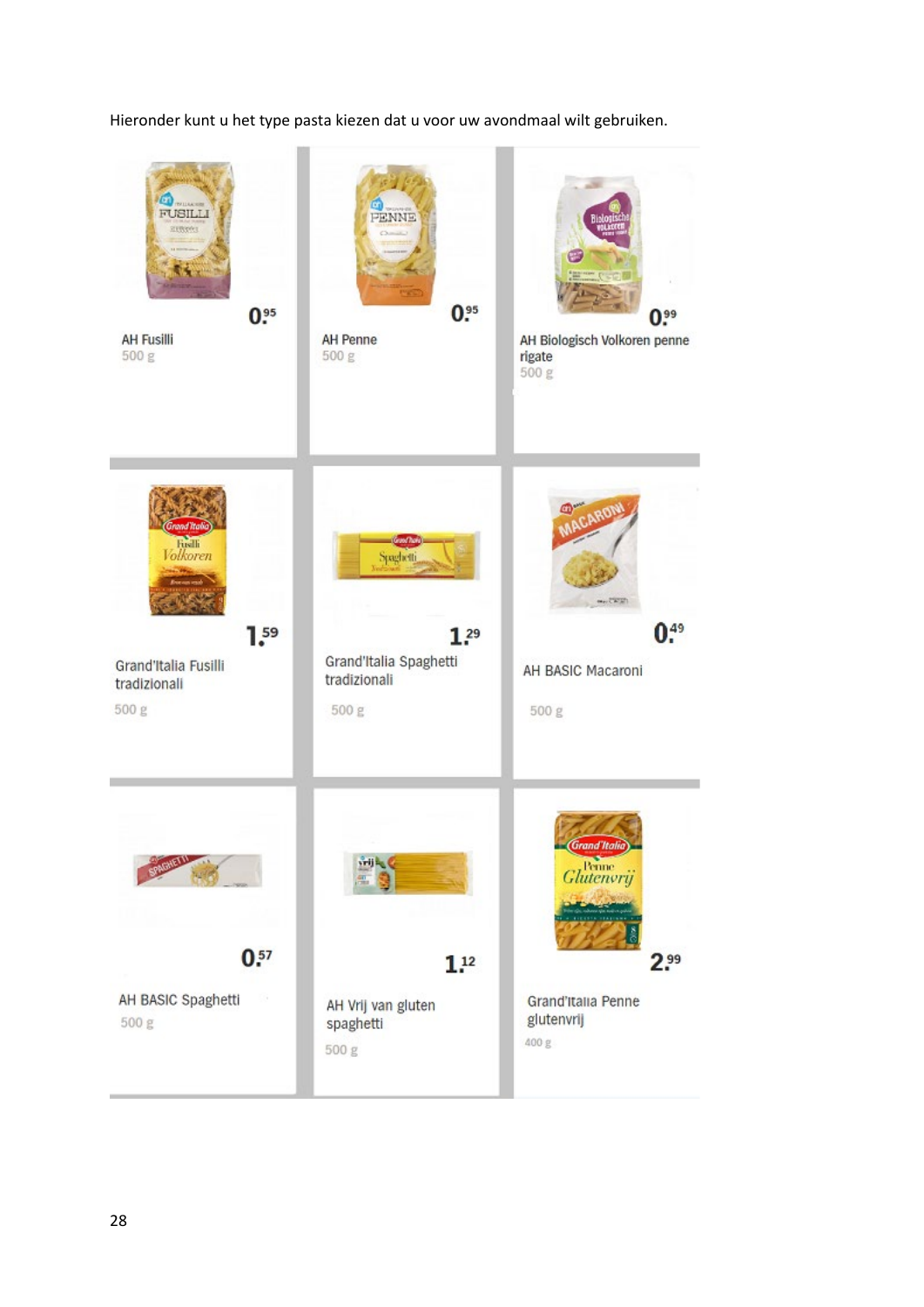Hieronder kunt u het type pasta kiezen dat u voor uw avondmaal wilt gebruiken.

| | | |
|---|---|---|
| 0.95<br>AH Fusilli<br>500 g | 0.95<br>AH Penne<br>500 g | 0.99<br>AH Biologisch Volkoren penne rigate<br>500 g |
| 1.59<br>Grand'Italia Fusilli tradizionali<br>500 g | 1.29<br>Grand'Italia Spaghetti tradizionali<br>500 g | 0.49<br>AH BASIC Macaroni<br>500 g |
| 0.57<br>AH BASIC Spaghetti<br>500 g | 1.12<br>AH Vrij van gluten spaghetti<br>500 g | 2.99<br>Grand'Italia Penne glutenvrij<br>400 g |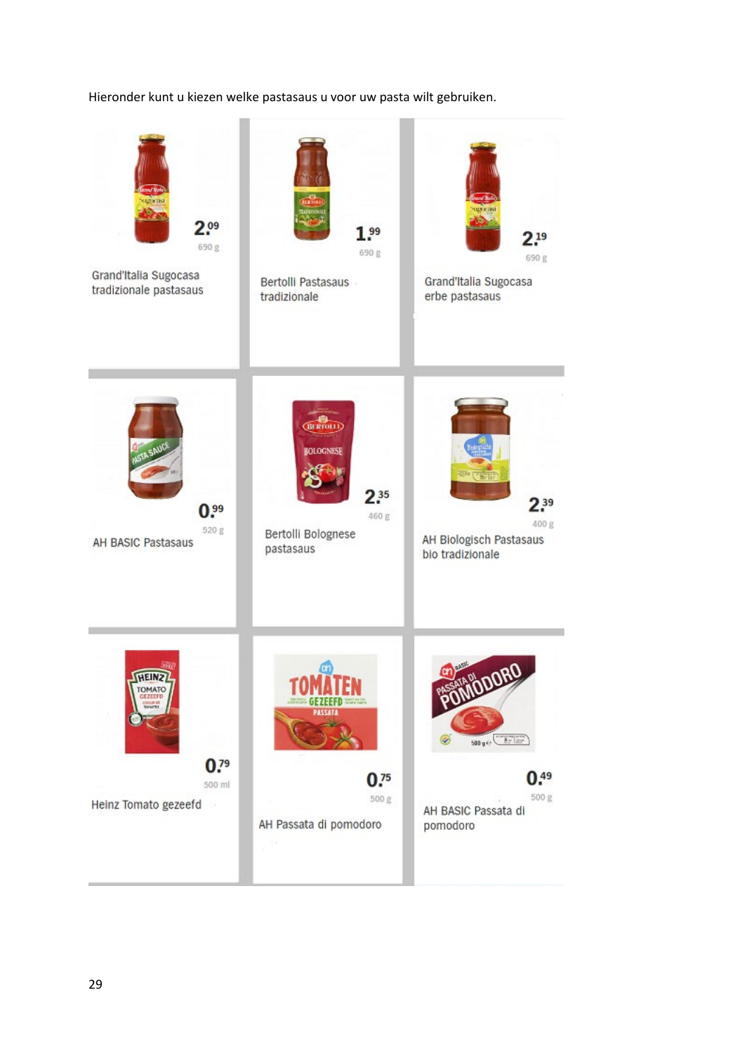Hieronder kunt u kiezen welke pastasaus u voor uw pasta wilt gebruiken.

| | | |
|---|---|---|
| 2.09<br>690 g<br>Grand'Italia Sugocasa tradizionale pastasaus | 1.99<br>690 g<br>Bertolli Pastasaus tradizionale | 2.19<br>690 g<br>Grand'Italia Sugocasa erbe pastasaus |
| 0.99<br>520 g<br>AH BASIC Pastasaus | 2.35<br>460 g<br>Bertolli Bolognese pastasaus | 2.39<br>400 g<br>AH Biologisch Pastasaus bio tradizionale |
| 0.79<br>500 ml<br>Heinz Tomato gezeefd | 0.75<br>500 g<br>AH Passata di pomodoro | 0.49<br>500 g<br>AH BASIC Passata di pomodoro |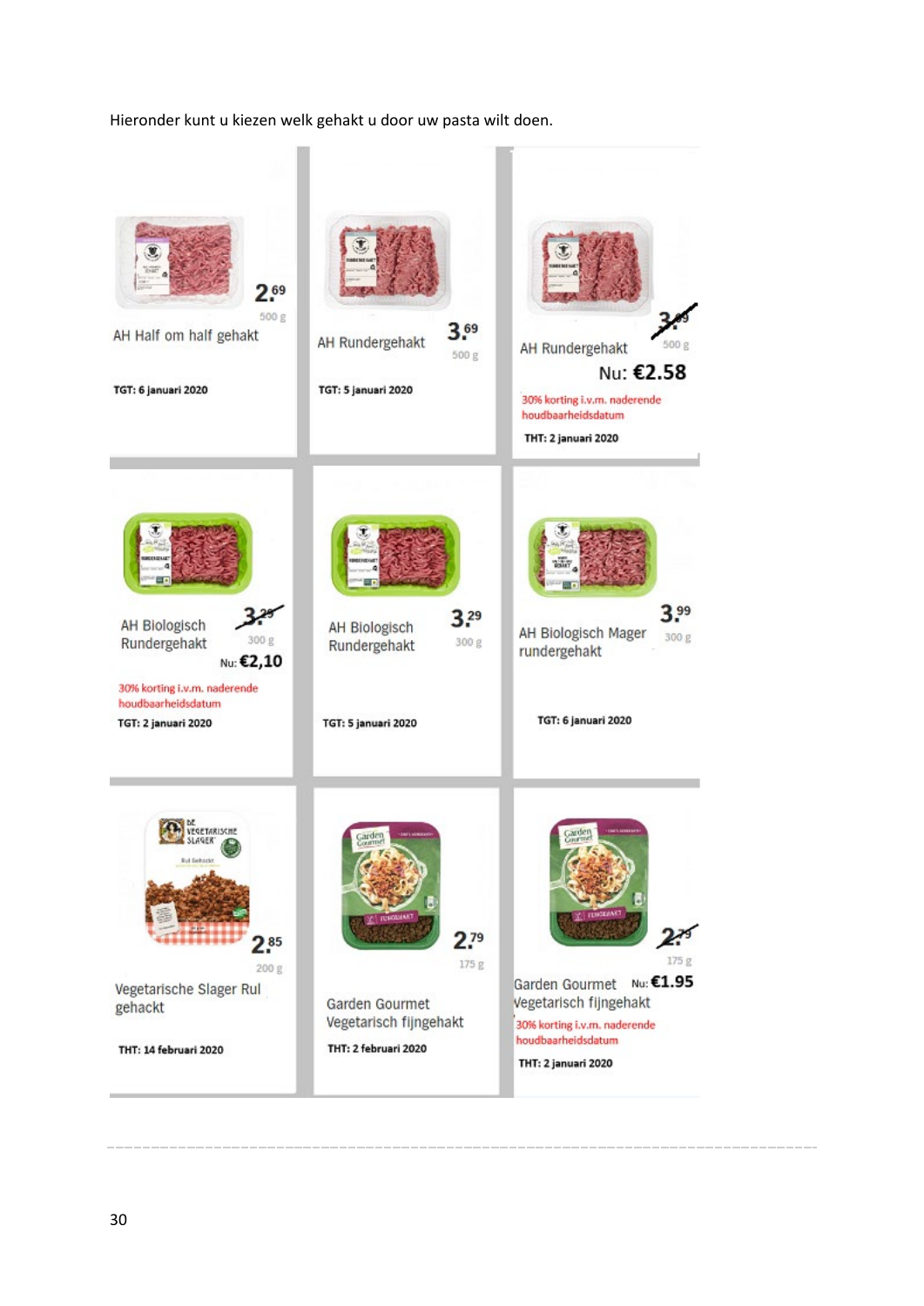Hieronder kunt u kiezen welk gehakt u door uw pasta wilt doen.

| | | |
|---|---|---|
| AH Half om half gehakt<br>2.69<br>500 g<br>TGT: 6 januari 2020 | AH Rundergehakt<br>3.69<br>500 g<br>TGT: 5 januari 2020 | AH Rundergehakt<br>~~3.69~~<br>500 g<br>Nu: €2.58<br>30% korting i.v.m. naderende houdbaarheidsdatum<br>THT: 2 januari 2020 |
| AH Biologisch Rundergehakt<br>~~3.29~~<br>300 g<br>Nu: €2,10<br>30% korting i.v.m. naderende houdbaarheidsdatum<br>TGT: 2 januari 2020 | AH Biologisch Rundergehakt<br>3.29<br>300 g<br>TGT: 5 januari 2020 | AH Biologisch Mager rundergehakt<br>3.99<br>300 g<br>TGT: 6 januari 2020 |
| Vegetarische Slager Rul gehackt<br>2.85<br>200 g<br>THT: 14 februari 2020 | Garden Gourmet Vegetarisch fijngehakt<br>2.79<br>175 g<br>THT: 2 februari 2020 | Garden Gourmet Vegetarisch fijngehakt<br>~~2.79~~<br>175 g<br>Nu: €1.95<br>30% korting i.v.m. naderende houdbaarheidsdatum<br>THT: 2 januari 2020 |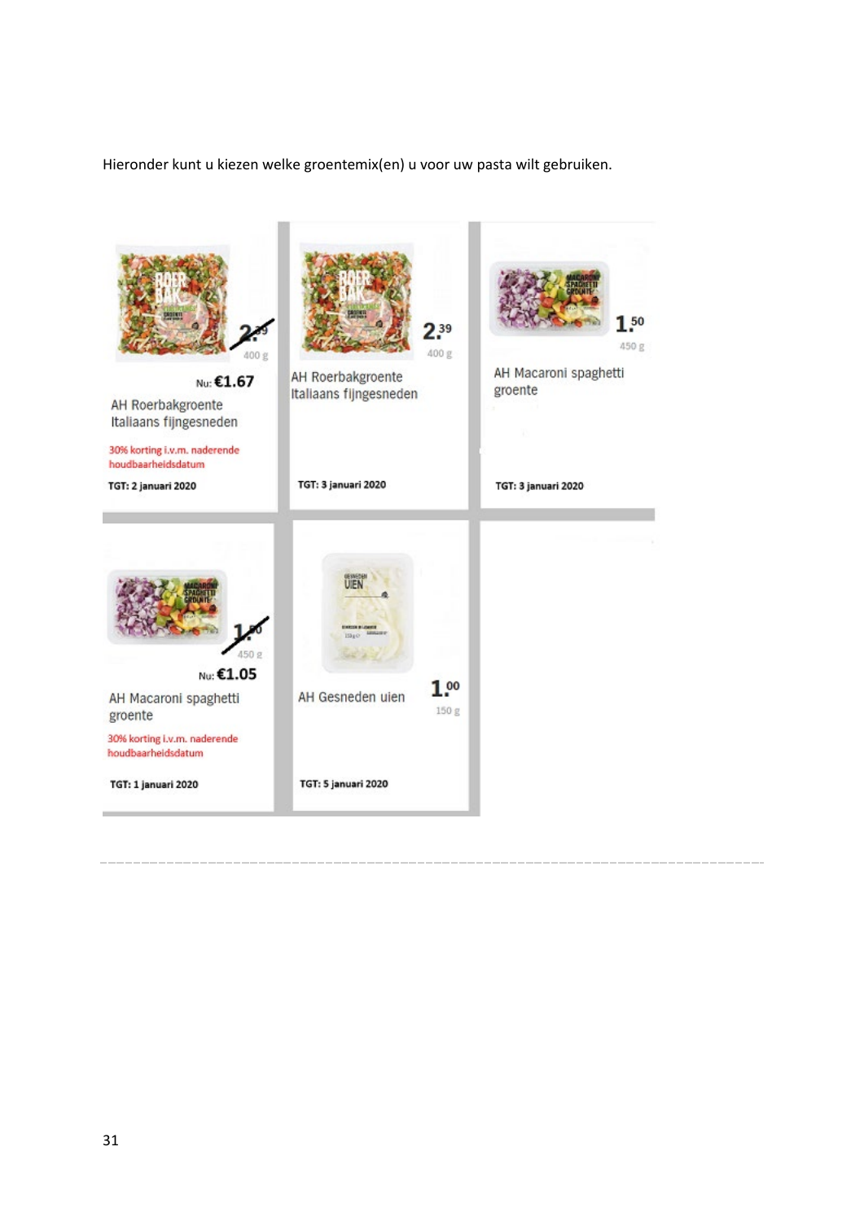Hieronder kunt u kiezen welke groentemix(en) u voor uw pasta wilt gebruiken.

| | | |
|---|---|---|
| ~~2.39~~ 400 g<br>Nu: €1.67<br>AH Roerbakgroente Italiaans fijngesneden<br>30% korting i.v.m. naderende houdbaarheidsdatum<br>**TGT: 2 januari 2020** | 2.39 400 g<br>AH Roerbakgroente Italiaans fijngesneden<br>**TGT: 3 januari 2020** | 1.50 450 g<br>AH Macaroni spaghetti groente<br>**TGT: 3 januari 2020** |
| ~~1.50~~ 450 g<br>Nu: €1.05<br>AH Macaroni spaghetti groente<br>30% korting i.v.m. naderende houdbaarheidsdatum<br>**TGT: 1 januari 2020** | 1.00 150 g<br>AH Gesneden uien<br>**TGT: 5 januari 2020** | |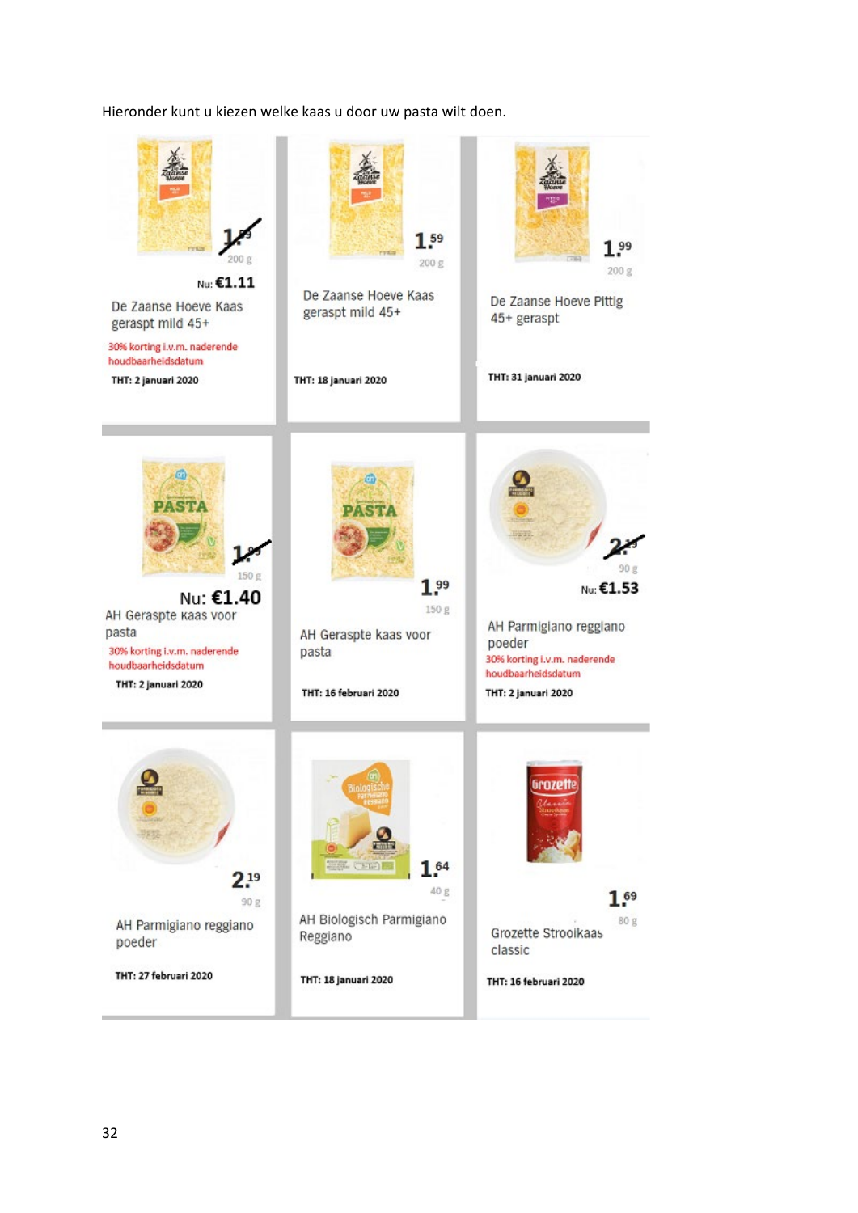Hieronder kunt u kiezen welke kaas u door uw pasta wilt doen.

| | | |
|---|---|---|
| ~~1.59~~ 200 g<br>Nu: €1.11<br>De Zaanse Hoeve Kaas geraspt mild 45+<br>30% korting i.v.m. naderende houdbaarheidsdatum<br>**THT: 2 januari 2020** | 1.59 200 g<br>De Zaanse Hoeve Kaas geraspt mild 45+<br>**THT: 18 januari 2020** | 1.99 200 g<br>De Zaanse Hoeve Pittig 45+ geraspt<br>**THT: 31 januari 2020** |
| ~~1.99~~ 150 g<br>Nu: €1.40<br>AH Geraspte kaas voor pasta<br>30% korting i.v.m. naderende houdbaarheidsdatum<br>**THT: 2 januari 2020** | 1.99 150 g<br>AH Geraspte kaas voor pasta<br>**THT: 16 februari 2020** | ~~2.19~~ 90 g<br>Nu: €1.53<br>AH Parmigiano reggiano poeder<br>30% korting i.v.m. naderende houdbaarheidsdatum<br>**THT: 2 januari 2020** |
| 2.19 90 g<br>AH Parmigiano reggiano poeder<br>**THT: 27 februari 2020** | 1.64 40 g<br>AH Biologisch Parmigiano Reggiano<br>**THT: 18 januari 2020** | 1.69 80 g<br>Grozette Strooikaas classic<br>**THT: 16 februari 2020** |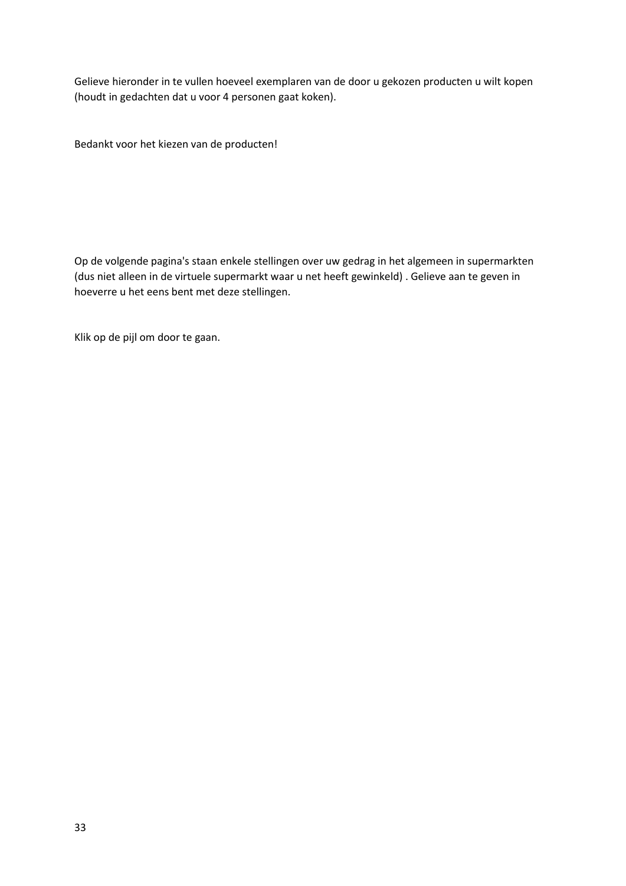Gelieve hieronder in te vullen hoeveel exemplaren van de door u gekozen producten u wilt kopen (houdt in gedachten dat u voor 4 personen gaat koken).

Bedankt voor het kiezen van de producten!

Op de volgende pagina's staan enkele stellingen over uw gedrag in het algemeen in supermarkten (dus niet alleen in de virtuele supermarkt waar u net heeft gewinkeld) . Gelieve aan te geven in hoeverre u het eens bent met deze stellingen.

Klik op de pijl om door te gaan.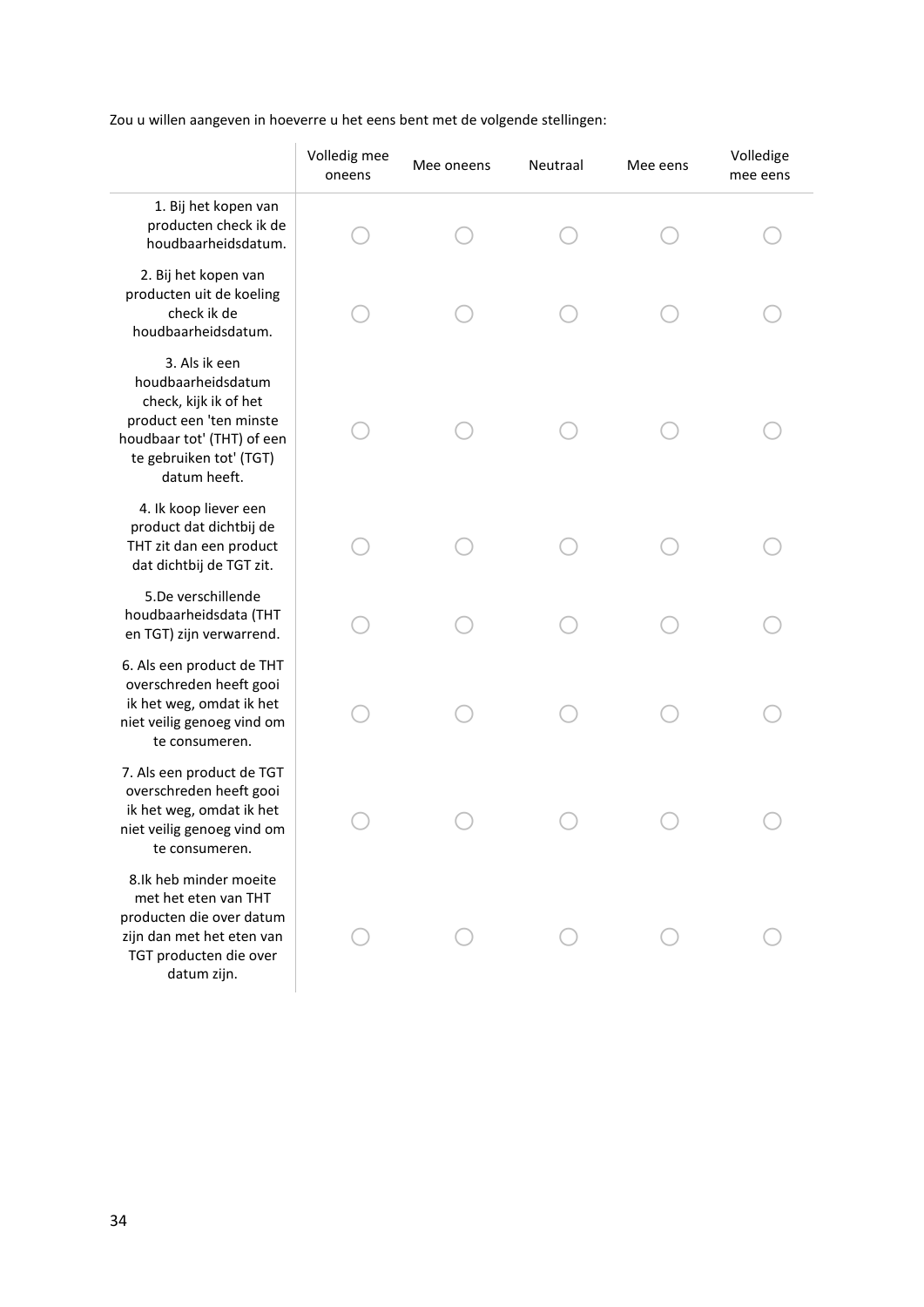Zou u willen aangeven in hoeverre u het eens bent met de volgende stellingen:

| | Volledig mee oneens | Mee oneens | Neutraal | Mee eens | Volledige mee eens |
|---|---|---|---|---|---|
| 1. Bij het kopen van producten check ik de houdbaarheidsdatum. | ◯ | ◯ | ◯ | ◯ | ◯ |
| 2. Bij het kopen van producten uit de koeling check ik de houdbaarheidsdatum. | ◯ | ◯ | ◯ | ◯ | ◯ |
| 3. Als ik een houdbaarheidsdatum check, kijk ik of het product een 'ten minste houdbaar tot' (THT) of een te gebruiken tot' (TGT) datum heeft. | ◯ | ◯ | ◯ | ◯ | ◯ |
| 4. Ik koop liever een product dat dichtbij de THT zit dan een product dat dichtbij de TGT zit. | ◯ | ◯ | ◯ | ◯ | ◯ |
| 5.De verschillende houdbaarheidsdata (THT en TGT) zijn verwarrend. | ◯ | ◯ | ◯ | ◯ | ◯ |
| 6. Als een product de THT overschreden heeft gooi ik het weg, omdat ik het niet veilig genoeg vind om te consumeren. | ◯ | ◯ | ◯ | ◯ | ◯ |
| 7. Als een product de TGT overschreden heeft gooi ik het weg, omdat ik het niet veilig genoeg vind om te consumeren. | ◯ | ◯ | ◯ | ◯ | ◯ |
| 8.Ik heb minder moeite met het eten van THT producten die over datum zijn dan met het eten van TGT producten die over datum zijn. | ◯ | ◯ | ◯ | ◯ | ◯ |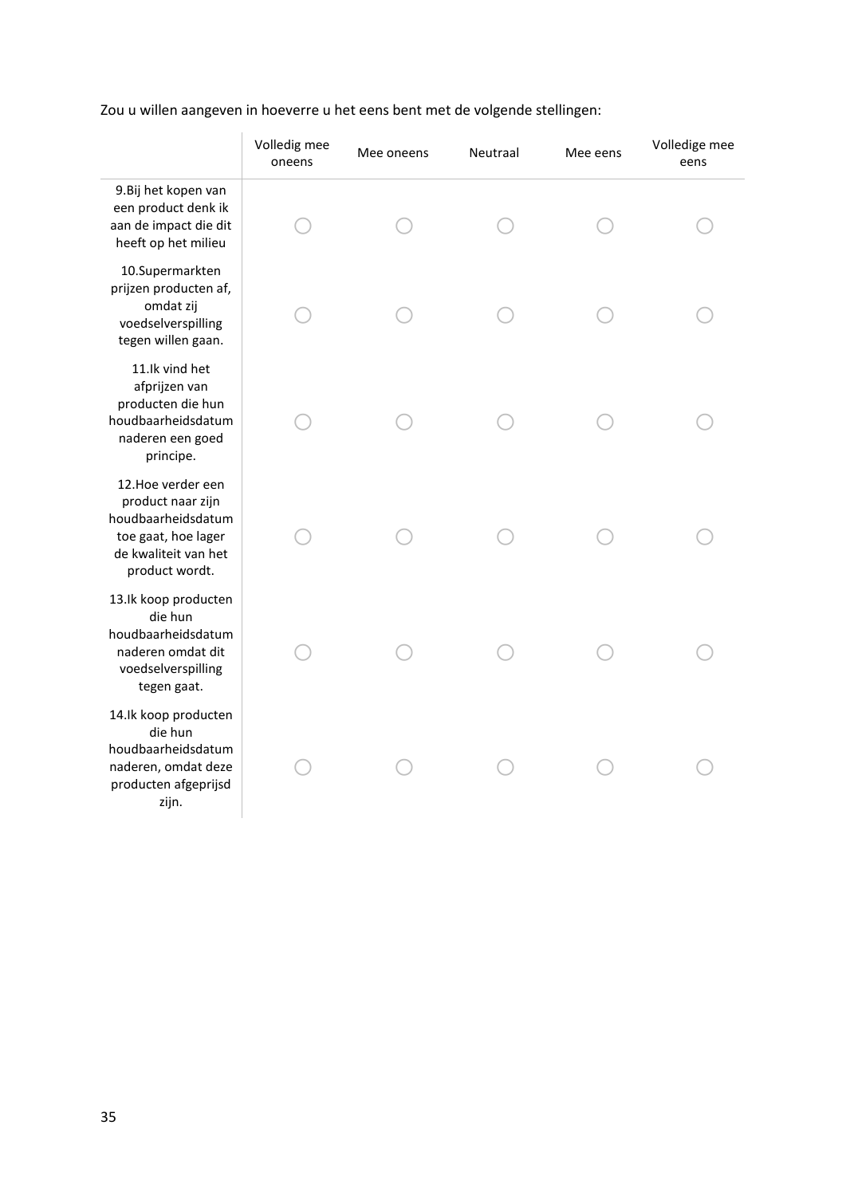Zou u willen aangeven in hoeverre u het eens bent met de volgende stellingen:

| | Volledig mee oneens | Mee oneens | Neutraal | Mee eens | Volledige mee eens |
|---|---|---|---|---|---|
| 9.Bij het kopen van een product denk ik aan de impact die dit heeft op het milieu | ○ | ○ | ○ | ○ | ○ |
| 10.Supermarkten prijzen producten af, omdat zij voedselverspilling tegen willen gaan. | ○ | ○ | ○ | ○ | ○ |
| 11.Ik vind het afprijzen van producten die hun houdbaarheidsdatum naderen een goed principe. | ○ | ○ | ○ | ○ | ○ |
| 12.Hoe verder een product naar zijn houdbaarheidsdatum toe gaat, hoe lager de kwaliteit van het product wordt. | ○ | ○ | ○ | ○ | ○ |
| 13.Ik koop producten die hun houdbaarheidsdatum naderen omdat dit voedselverspilling tegen gaat. | ○ | ○ | ○ | ○ | ○ |
| 14.Ik koop producten die hun houdbaarheidsdatum naderen, omdat deze producten afgeprijsd zijn. | ○ | ○ | ○ | ○ | ○ |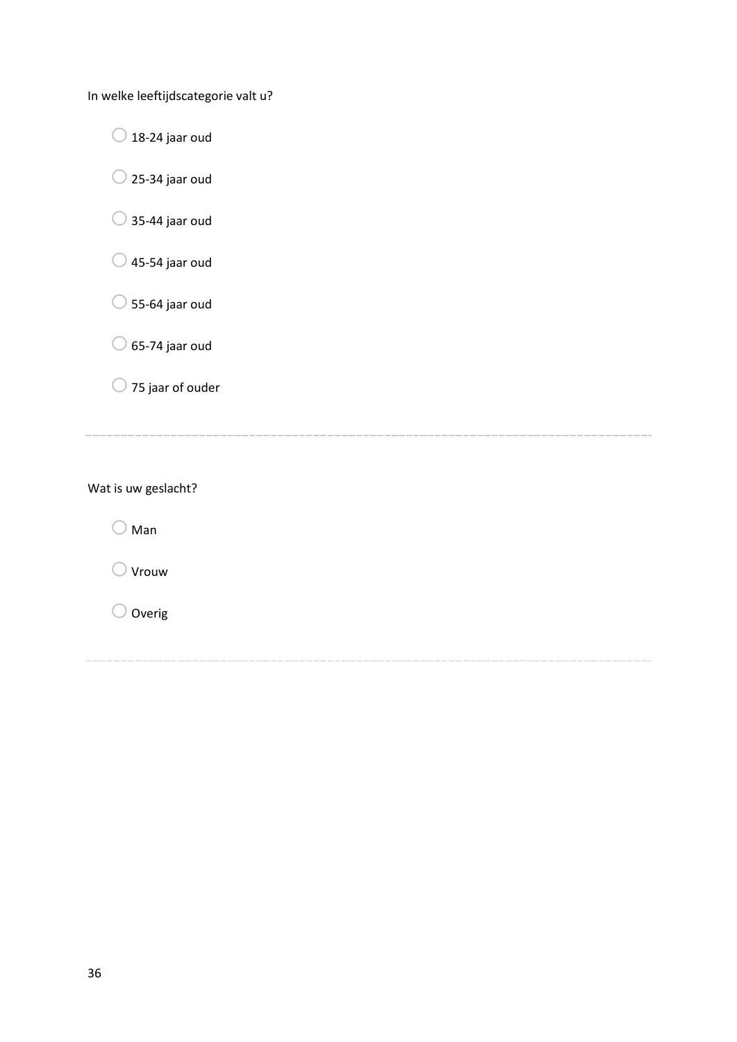In welke leeftijdscategorie valt u?

- ○ 18-24 jaar oud
- ○ 25-34 jaar oud
- ○ 35-44 jaar oud
- ○ 45-54 jaar oud
- ○ 55-64 jaar oud
- ○ 65-74 jaar oud
- ○ 75 jaar of ouder

---

Wat is uw geslacht?

- ○ Man
- ○ Vrouw
- ○ Overig

---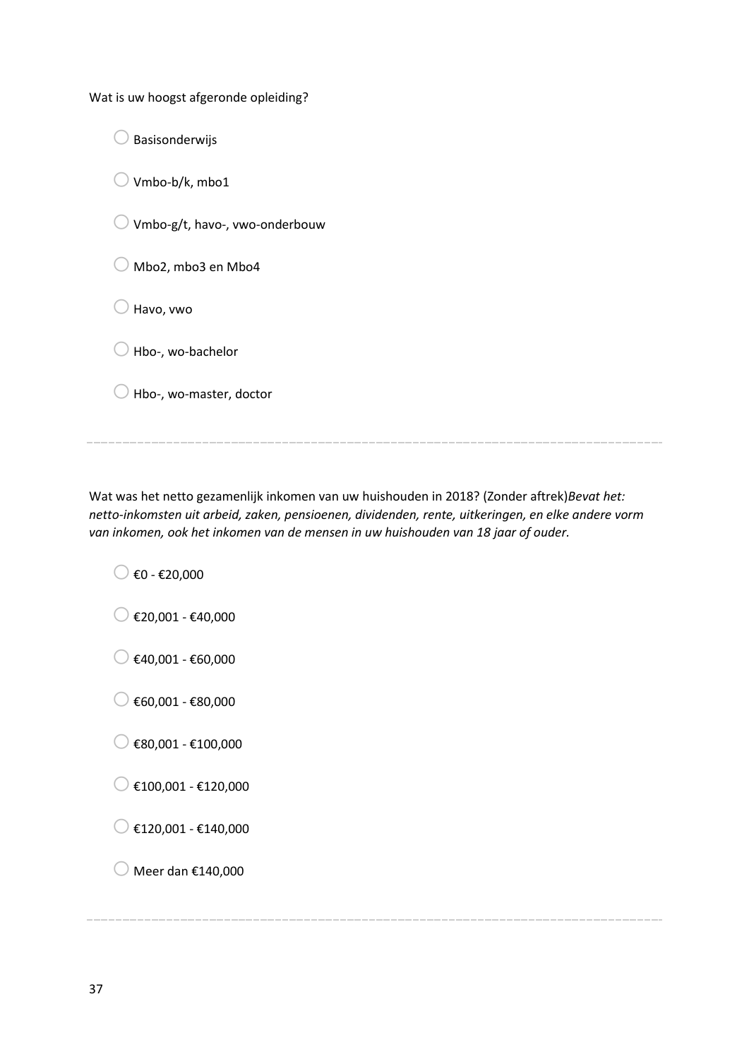Wat is uw hoogst afgeronde opleiding?

- ○ Basisonderwijs
- ○ Vmbo-b/k, mbo1
- ○ Vmbo-g/t, havo-, vwo-onderbouw
- ○ Mbo2, mbo3 en Mbo4
- ○ Havo, vwo
- ○ Hbo-, wo-bachelor
- ○ Hbo-, wo-master, doctor

---

Wat was het netto gezamenlijk inkomen van uw huishouden in 2018? (Zonder aftrek)*Bevat het: netto-inkomsten uit arbeid, zaken, pensioenen, dividenden, rente, uitkeringen, en elke andere vorm van inkomen, ook het inkomen van de mensen in uw huishouden van 18 jaar of ouder.*

- ○ €0 - €20,000
- ○ €20,001 - €40,000
- ○ €40,001 - €60,000
- ○ €60,001 - €80,000
- ○ €80,001 - €100,000
- ○ €100,001 - €120,000
- ○ €120,001 - €140,000
- ○ Meer dan €140,000

---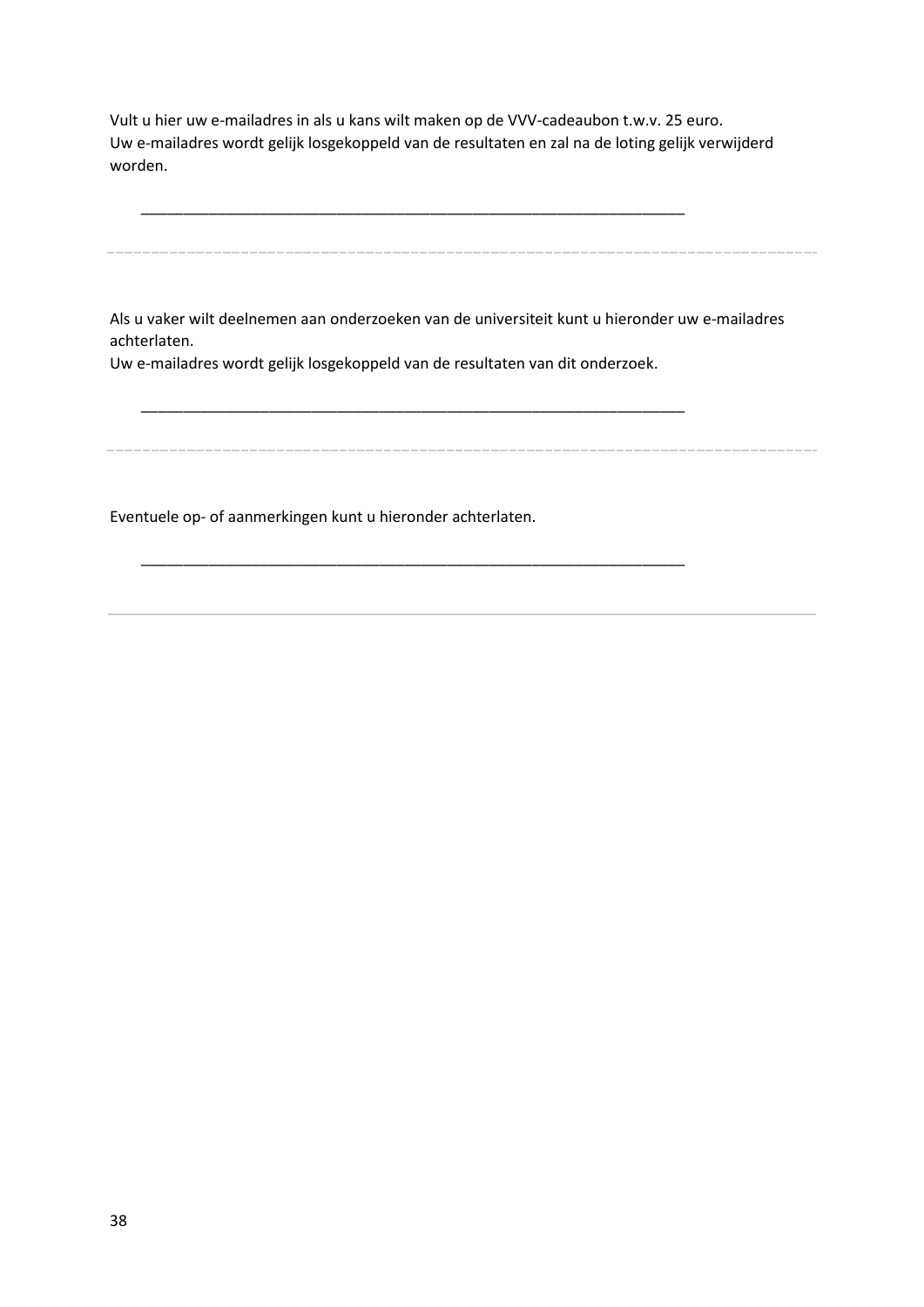Vult u hier uw e-mailadres in als u kans wilt maken op de VVV-cadeaubon t.w.v. 25 euro.
Uw e-mailadres wordt gelijk losgekoppeld van de resultaten en zal na de loting gelijk verwijderd worden.

\_\_\_\_\_\_\_\_\_\_\_\_\_\_\_\_\_\_\_\_\_\_\_\_\_\_\_\_\_\_\_\_\_\_\_\_\_\_\_\_\_\_\_\_\_\_\_\_\_\_\_\_\_\_\_\_\_\_\_\_\_\_\_\_

---

Als u vaker wilt deelnemen aan onderzoeken van de universiteit kunt u hieronder uw e-mailadres achterlaten.
Uw e-mailadres wordt gelijk losgekoppeld van de resultaten van dit onderzoek.

\_\_\_\_\_\_\_\_\_\_\_\_\_\_\_\_\_\_\_\_\_\_\_\_\_\_\_\_\_\_\_\_\_\_\_\_\_\_\_\_\_\_\_\_\_\_\_\_\_\_\_\_\_\_\_\_\_\_\_\_\_\_\_\_

---

Eventuele op- of aanmerkingen kunt u hieronder achterlaten.

\_\_\_\_\_\_\_\_\_\_\_\_\_\_\_\_\_\_\_\_\_\_\_\_\_\_\_\_\_\_\_\_\_\_\_\_\_\_\_\_\_\_\_\_\_\_\_\_\_\_\_\_\_\_\_\_\_\_\_\_\_\_\_\_

---